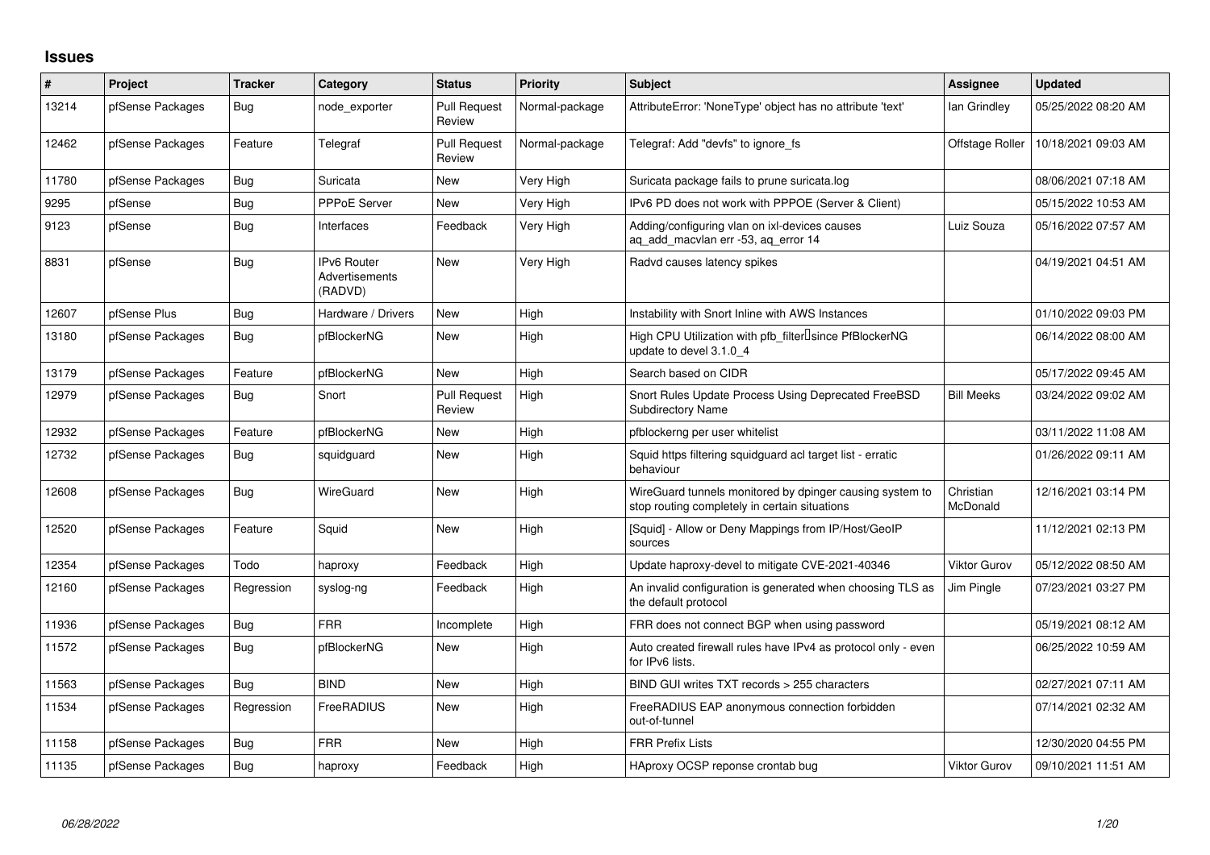# Issues

| # | Project | Tracker | Category | Status | Priority | Subject | Assignee | Updated |
|---|---|---|---|---|---|---|---|---|
| 13214 | pfSense Packages | Bug | node_exporter | Pull Request Review | Normal-package | AttributeError: 'NoneType' object has no attribute 'text' | Ian Grindley | 05/25/2022 08:20 AM |
| 12462 | pfSense Packages | Feature | Telegraf | Pull Request Review | Normal-package | Telegraf: Add "devfs" to ignore_fs | Offstage Roller | 10/18/2021 09:03 AM |
| 11780 | pfSense Packages | Bug | Suricata | New | Very High | Suricata package fails to prune suricata.log | | 08/06/2021 07:18 AM |
| 9295 | pfSense | Bug | PPPoE Server | New | Very High | IPv6 PD does not work with PPPOE (Server & Client) | | 05/15/2022 10:53 AM |
| 9123 | pfSense | Bug | Interfaces | Feedback | Very High | Adding/configuring vlan on ixl-devices causes aq_add_macvlan err -53, aq_error 14 | Luiz Souza | 05/16/2022 07:57 AM |
| 8831 | pfSense | Bug | IPv6 Router Advertisements (RADVD) | New | Very High | Radvd causes latency spikes | | 04/19/2021 04:51 AM |
| 12607 | pfSense Plus | Bug | Hardware / Drivers | New | High | Instability with Snort Inline with AWS Instances | | 01/10/2022 09:03 PM |
| 13180 | pfSense Packages | Bug | pfBlockerNG | New | High | High CPU Utilization with pfb_filter since PfBlockerNG update to devel 3.1.0_4 | | 06/14/2022 08:00 AM |
| 13179 | pfSense Packages | Feature | pfBlockerNG | New | High | Search based on CIDR | | 05/17/2022 09:45 AM |
| 12979 | pfSense Packages | Bug | Snort | Pull Request Review | High | Snort Rules Update Process Using Deprecated FreeBSD Subdirectory Name | Bill Meeks | 03/24/2022 09:02 AM |
| 12932 | pfSense Packages | Feature | pfBlockerNG | New | High | pfblockerng per user whitelist | | 03/11/2022 11:08 AM |
| 12732 | pfSense Packages | Bug | squidguard | New | High | Squid https filtering squidguard acl target list - erratic behaviour | | 01/26/2022 09:11 AM |
| 12608 | pfSense Packages | Bug | WireGuard | New | High | WireGuard tunnels monitored by dpinger causing system to stop routing completely in certain situations | Christian McDonald | 12/16/2021 03:14 PM |
| 12520 | pfSense Packages | Feature | Squid | New | High | [Squid] - Allow or Deny Mappings from IP/Host/GeoIP sources | | 11/12/2021 02:13 PM |
| 12354 | pfSense Packages | Todo | haproxy | Feedback | High | Update haproxy-devel to mitigate CVE-2021-40346 | Viktor Gurov | 05/12/2022 08:50 AM |
| 12160 | pfSense Packages | Regression | syslog-ng | Feedback | High | An invalid configuration is generated when choosing TLS as the default protocol | Jim Pingle | 07/23/2021 03:27 PM |
| 11936 | pfSense Packages | Bug | FRR | Incomplete | High | FRR does not connect BGP when using password | | 05/19/2021 08:12 AM |
| 11572 | pfSense Packages | Bug | pfBlockerNG | New | High | Auto created firewall rules have IPv4 as protocol only - even for IPv6 lists. | | 06/25/2022 10:59 AM |
| 11563 | pfSense Packages | Bug | BIND | New | High | BIND GUI writes TXT records > 255 characters | | 02/27/2021 07:11 AM |
| 11534 | pfSense Packages | Regression | FreeRADIUS | New | High | FreeRADIUS EAP anonymous connection forbidden out-of-tunnel | | 07/14/2021 02:32 AM |
| 11158 | pfSense Packages | Bug | FRR | New | High | FRR Prefix Lists | | 12/30/2020 04:55 PM |
| 11135 | pfSense Packages | Bug | haproxy | Feedback | High | HAproxy OCSP reponse crontab bug | Viktor Gurov | 09/10/2021 11:51 AM |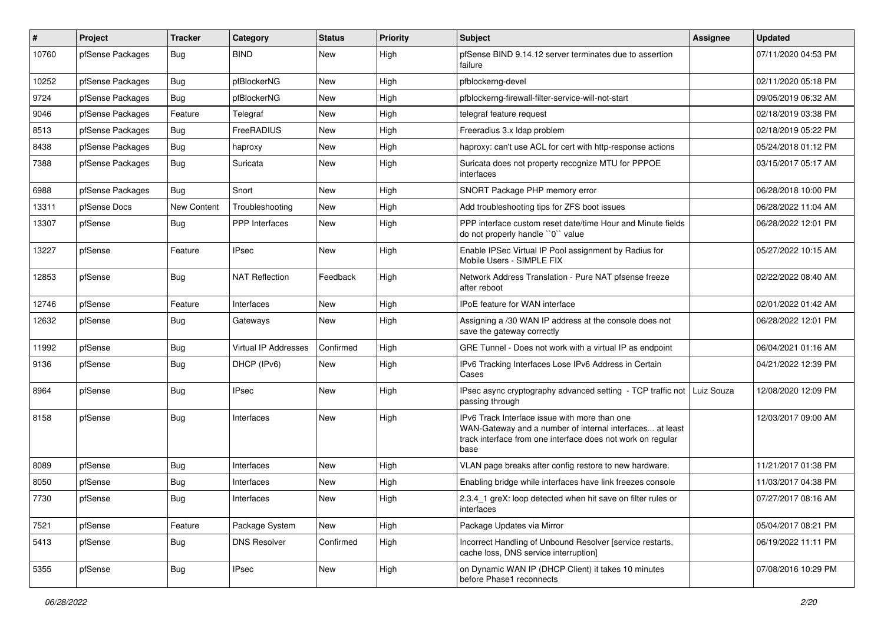| # | Project | Tracker | Category | Status | Priority | Subject | Assignee | Updated |
|---|---|---|---|---|---|---|---|---|
| 10760 | pfSense Packages | Bug | BIND | New | High | pfSense BIND 9.14.12 server terminates due to assertion failure | | 07/11/2020 04:53 PM |
| 10252 | pfSense Packages | Bug | pfBlockerNG | New | High | pfblockerng-devel | | 02/11/2020 05:18 PM |
| 9724 | pfSense Packages | Bug | pfBlockerNG | New | High | pfblockerng-firewall-filter-service-will-not-start | | 09/05/2019 06:32 AM |
| 9046 | pfSense Packages | Feature | Telegraf | New | High | telegraf feature request | | 02/18/2019 03:38 PM |
| 8513 | pfSense Packages | Bug | FreeRADIUS | New | High | Freeradius 3.x ldap problem | | 02/18/2019 05:22 PM |
| 8438 | pfSense Packages | Bug | haproxy | New | High | haproxy: can't use ACL for cert with http-response actions | | 05/24/2018 01:12 PM |
| 7388 | pfSense Packages | Bug | Suricata | New | High | Suricata does not property recognize MTU for PPPOE interfaces | | 03/15/2017 05:17 AM |
| 6988 | pfSense Packages | Bug | Snort | New | High | SNORT Package PHP memory error | | 06/28/2018 10:00 PM |
| 13311 | pfSense Docs | New Content | Troubleshooting | New | High | Add troubleshooting tips for ZFS boot issues | | 06/28/2022 11:04 AM |
| 13307 | pfSense | Bug | PPP Interfaces | New | High | PPP interface custom reset date/time Hour and Minute fields do not properly handle ``0`` value | | 06/28/2022 12:01 PM |
| 13227 | pfSense | Feature | IPsec | New | High | Enable IPSec Virtual IP Pool assignment by Radius for Mobile Users - SIMPLE FIX | | 05/27/2022 10:15 AM |
| 12853 | pfSense | Bug | NAT Reflection | Feedback | High | Network Address Translation - Pure NAT pfsense freeze after reboot | | 02/22/2022 08:40 AM |
| 12746 | pfSense | Feature | Interfaces | New | High | IPoE feature for WAN interface | | 02/01/2022 01:42 AM |
| 12632 | pfSense | Bug | Gateways | New | High | Assigning a /30 WAN IP address at the console does not save the gateway correctly | | 06/28/2022 12:01 PM |
| 11992 | pfSense | Bug | Virtual IP Addresses | Confirmed | High | GRE Tunnel - Does not work with a virtual IP as endpoint | | 06/04/2021 01:16 AM |
| 9136 | pfSense | Bug | DHCP (IPv6) | New | High | IPv6 Tracking Interfaces Lose IPv6 Address in Certain Cases | | 04/21/2022 12:39 PM |
| 8964 | pfSense | Bug | IPsec | New | High | IPsec async cryptography advanced setting - TCP traffic not passing through | Luiz Souza | 12/08/2020 12:09 PM |
| 8158 | pfSense | Bug | Interfaces | New | High | IPv6 Track Interface issue with more than one WAN-Gateway and a number of internal interfaces... at least track interface from one interface does not work on regular base | | 12/03/2017 09:00 AM |
| 8089 | pfSense | Bug | Interfaces | New | High | VLAN page breaks after config restore to new hardware. | | 11/21/2017 01:38 PM |
| 8050 | pfSense | Bug | Interfaces | New | High | Enabling bridge while interfaces have link freezes console | | 11/03/2017 04:38 PM |
| 7730 | pfSense | Bug | Interfaces | New | High | 2.3.4_1 greX: loop detected when hit save on filter rules or interfaces | | 07/27/2017 08:16 AM |
| 7521 | pfSense | Feature | Package System | New | High | Package Updates via Mirror | | 05/04/2017 08:21 PM |
| 5413 | pfSense | Bug | DNS Resolver | Confirmed | High | Incorrect Handling of Unbound Resolver [service restarts, cache loss, DNS service interruption] | | 06/19/2022 11:11 PM |
| 5355 | pfSense | Bug | IPsec | New | High | on Dynamic WAN IP (DHCP Client) it takes 10 minutes before Phase1 reconnects | | 07/08/2016 10:29 PM |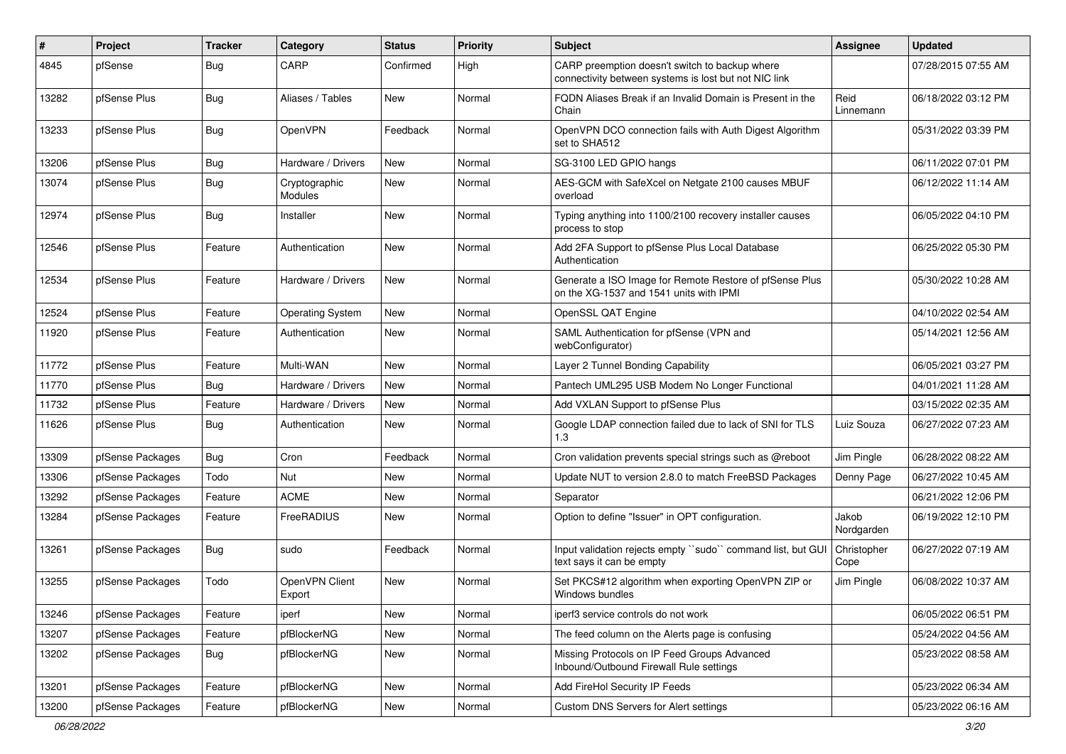| # | Project | Tracker | Category | Status | Priority | Subject | Assignee | Updated |
|---|---|---|---|---|---|---|---|---|
| 4845 | pfSense | Bug | CARP | Confirmed | High | CARP preemption doesn't switch to backup where connectivity between systems is lost but not NIC link | | 07/28/2015 07:55 AM |
| 13282 | pfSense Plus | Bug | Aliases / Tables | New | Normal | FQDN Aliases Break if an Invalid Domain is Present in the Chain | Reid Linnemann | 06/18/2022 03:12 PM |
| 13233 | pfSense Plus | Bug | OpenVPN | Feedback | Normal | OpenVPN DCO connection fails with Auth Digest Algorithm set to SHA512 | | 05/31/2022 03:39 PM |
| 13206 | pfSense Plus | Bug | Hardware / Drivers | New | Normal | SG-3100 LED GPIO hangs | | 06/11/2022 07:01 PM |
| 13074 | pfSense Plus | Bug | Cryptographic Modules | New | Normal | AES-GCM with SafeXcel on Netgate 2100 causes MBUF overload | | 06/12/2022 11:14 AM |
| 12974 | pfSense Plus | Bug | Installer | New | Normal | Typing anything into 1100/2100 recovery installer causes process to stop | | 06/05/2022 04:10 PM |
| 12546 | pfSense Plus | Feature | Authentication | New | Normal | Add 2FA Support to pfSense Plus Local Database Authentication | | 06/25/2022 05:30 PM |
| 12534 | pfSense Plus | Feature | Hardware / Drivers | New | Normal | Generate a ISO Image for Remote Restore of pfSense Plus on the XG-1537 and 1541 units with IPMI | | 05/30/2022 10:28 AM |
| 12524 | pfSense Plus | Feature | Operating System | New | Normal | OpenSSL QAT Engine | | 04/10/2022 02:54 AM |
| 11920 | pfSense Plus | Feature | Authentication | New | Normal | SAML Authentication for pfSense (VPN and webConfigurator) | | 05/14/2021 12:56 AM |
| 11772 | pfSense Plus | Feature | Multi-WAN | New | Normal | Layer 2 Tunnel Bonding Capability | | 06/05/2021 03:27 PM |
| 11770 | pfSense Plus | Bug | Hardware / Drivers | New | Normal | Pantech UML295 USB Modem No Longer Functional | | 04/01/2021 11:28 AM |
| 11732 | pfSense Plus | Feature | Hardware / Drivers | New | Normal | Add VXLAN Support to pfSense Plus | | 03/15/2022 02:35 AM |
| 11626 | pfSense Plus | Bug | Authentication | New | Normal | Google LDAP connection failed due to lack of SNI for TLS 1.3 | Luiz Souza | 06/27/2022 07:23 AM |
| 13309 | pfSense Packages | Bug | Cron | Feedback | Normal | Cron validation prevents special strings such as @reboot | Jim Pingle | 06/28/2022 08:22 AM |
| 13306 | pfSense Packages | Todo | Nut | New | Normal | Update NUT to version 2.8.0 to match FreeBSD Packages | Denny Page | 06/27/2022 10:45 AM |
| 13292 | pfSense Packages | Feature | ACME | New | Normal | Separator | | 06/21/2022 12:06 PM |
| 13284 | pfSense Packages | Feature | FreeRADIUS | New | Normal | Option to define "Issuer" in OPT configuration. | Jakob Nordgarden | 06/19/2022 12:10 PM |
| 13261 | pfSense Packages | Bug | sudo | Feedback | Normal | Input validation rejects empty ``sudo`` command list, but GUI text says it can be empty | Christopher Cope | 06/27/2022 07:19 AM |
| 13255 | pfSense Packages | Todo | OpenVPN Client Export | New | Normal | Set PKCS#12 algorithm when exporting OpenVPN ZIP or Windows bundles | Jim Pingle | 06/08/2022 10:37 AM |
| 13246 | pfSense Packages | Feature | iperf | New | Normal | iperf3 service controls do not work | | 06/05/2022 06:51 PM |
| 13207 | pfSense Packages | Feature | pfBlockerNG | New | Normal | The feed column on the Alerts page is confusing | | 05/24/2022 04:56 AM |
| 13202 | pfSense Packages | Bug | pfBlockerNG | New | Normal | Missing Protocols on IP Feed Groups Advanced Inbound/Outbound Firewall Rule settings | | 05/23/2022 08:58 AM |
| 13201 | pfSense Packages | Feature | pfBlockerNG | New | Normal | Add FireHol Security IP Feeds | | 05/23/2022 06:34 AM |
| 13200 | pfSense Packages | Feature | pfBlockerNG | New | Normal | Custom DNS Servers for Alert settings | | 05/23/2022 06:16 AM |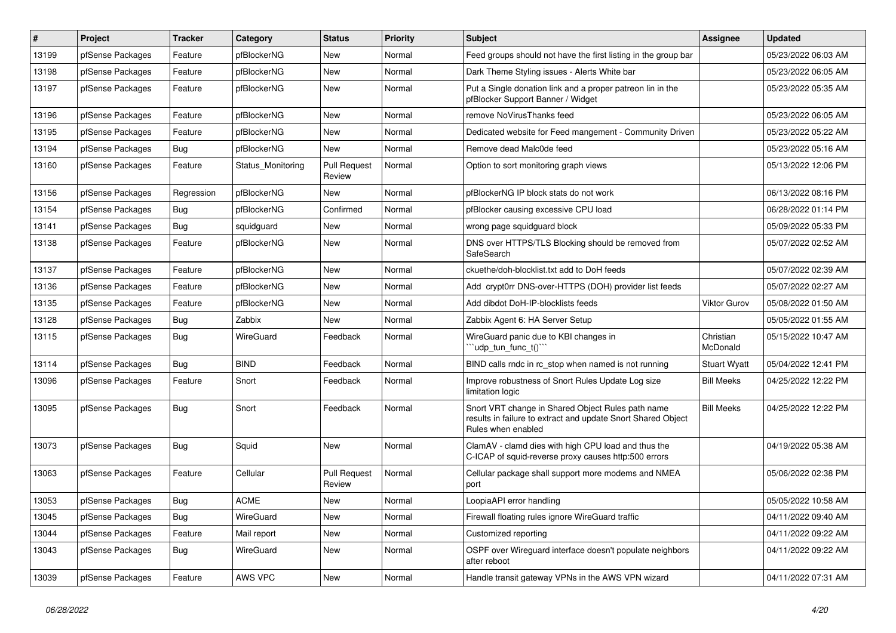| # | Project | Tracker | Category | Status | Priority | Subject | Assignee | Updated |
|---|---|---|---|---|---|---|---|---|
| 13199 | pfSense Packages | Feature | pfBlockerNG | New | Normal | Feed groups should not have the first listing in the group bar | | 05/23/2022 06:03 AM |
| 13198 | pfSense Packages | Feature | pfBlockerNG | New | Normal | Dark Theme Styling issues - Alerts White bar | | 05/23/2022 06:05 AM |
| 13197 | pfSense Packages | Feature | pfBlockerNG | New | Normal | Put a Single donation link and a proper patreon lin in the pfBlocker Support Banner / Widget | | 05/23/2022 05:35 AM |
| 13196 | pfSense Packages | Feature | pfBlockerNG | New | Normal | remove NoVirusThanks feed | | 05/23/2022 06:05 AM |
| 13195 | pfSense Packages | Feature | pfBlockerNG | New | Normal | Dedicated website for Feed mangement - Community Driven | | 05/23/2022 05:22 AM |
| 13194 | pfSense Packages | Bug | pfBlockerNG | New | Normal | Remove dead Malc0de feed | | 05/23/2022 05:16 AM |
| 13160 | pfSense Packages | Feature | Status_Monitoring | Pull Request Review | Normal | Option to sort monitoring graph views | | 05/13/2022 12:06 PM |
| 13156 | pfSense Packages | Regression | pfBlockerNG | New | Normal | pfBlockerNG IP block stats do not work | | 06/13/2022 08:16 PM |
| 13154 | pfSense Packages | Bug | pfBlockerNG | Confirmed | Normal | pfBlocker causing excessive CPU load | | 06/28/2022 01:14 PM |
| 13141 | pfSense Packages | Bug | squidguard | New | Normal | wrong page squidguard block | | 05/09/2022 05:33 PM |
| 13138 | pfSense Packages | Feature | pfBlockerNG | New | Normal | DNS over HTTPS/TLS Blocking should be removed from SafeSearch | | 05/07/2022 02:52 AM |
| 13137 | pfSense Packages | Feature | pfBlockerNG | New | Normal | ckuethe/doh-blocklist.txt add to DoH feeds | | 05/07/2022 02:39 AM |
| 13136 | pfSense Packages | Feature | pfBlockerNG | New | Normal | Add crypt0rr DNS-over-HTTPS (DOH) provider list feeds | | 05/07/2022 02:27 AM |
| 13135 | pfSense Packages | Feature | pfBlockerNG | New | Normal | Add dibdot DoH-IP-blocklists feeds | Viktor Gurov | 05/08/2022 01:50 AM |
| 13128 | pfSense Packages | Bug | Zabbix | New | Normal | Zabbix Agent 6: HA Server Setup | | 05/05/2022 01:55 AM |
| 13115 | pfSense Packages | Bug | WireGuard | Feedback | Normal | WireGuard panic due to KBI changes in ```udp_tun_func_t()``` | Christian McDonald | 05/15/2022 10:47 AM |
| 13114 | pfSense Packages | Bug | BIND | Feedback | Normal | BIND calls rndc in rc_stop when named is not running | Stuart Wyatt | 05/04/2022 12:41 PM |
| 13096 | pfSense Packages | Feature | Snort | Feedback | Normal | Improve robustness of Snort Rules Update Log size limitation logic | Bill Meeks | 04/25/2022 12:22 PM |
| 13095 | pfSense Packages | Bug | Snort | Feedback | Normal | Snort VRT change in Shared Object Rules path name results in failure to extract and update Snort Shared Object Rules when enabled | Bill Meeks | 04/25/2022 12:22 PM |
| 13073 | pfSense Packages | Bug | Squid | New | Normal | ClamAV - clamd dies with high CPU load and thus the C-ICAP of squid-reverse proxy causes http:500 errors | | 04/19/2022 05:38 AM |
| 13063 | pfSense Packages | Feature | Cellular | Pull Request Review | Normal | Cellular package shall support more modems and NMEA port | | 05/06/2022 02:38 PM |
| 13053 | pfSense Packages | Bug | ACME | New | Normal | LoopiaAPI error handling | | 05/05/2022 10:58 AM |
| 13045 | pfSense Packages | Bug | WireGuard | New | Normal | Firewall floating rules ignore WireGuard traffic | | 04/11/2022 09:40 AM |
| 13044 | pfSense Packages | Feature | Mail report | New | Normal | Customized reporting | | 04/11/2022 09:22 AM |
| 13043 | pfSense Packages | Bug | WireGuard | New | Normal | OSPF over Wireguard interface doesn't populate neighbors after reboot | | 04/11/2022 09:22 AM |
| 13039 | pfSense Packages | Feature | AWS VPC | New | Normal | Handle transit gateway VPNs in the AWS VPN wizard | | 04/11/2022 07:31 AM |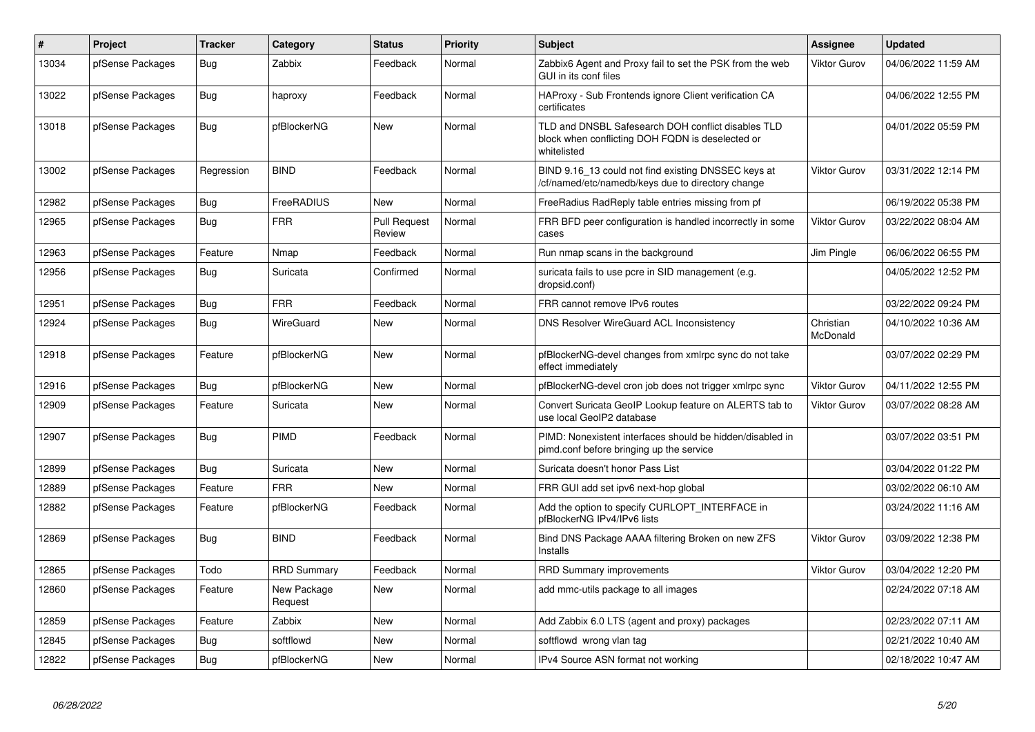| # | Project | Tracker | Category | Status | Priority | Subject | Assignee | Updated |
|---|---|---|---|---|---|---|---|---|
| 13034 | pfSense Packages | Bug | Zabbix | Feedback | Normal | Zabbix6 Agent and Proxy fail to set the PSK from the web GUI in its conf files | Viktor Gurov | 04/06/2022 11:59 AM |
| 13022 | pfSense Packages | Bug | haproxy | Feedback | Normal | HAProxy - Sub Frontends ignore Client verification CA certificates | | 04/06/2022 12:55 PM |
| 13018 | pfSense Packages | Bug | pfBlockerNG | New | Normal | TLD and DNSBL Safesearch DOH conflict disables TLD block when conflicting DOH FQDN is deselected or whitelisted | | 04/01/2022 05:59 PM |
| 13002 | pfSense Packages | Regression | BIND | Feedback | Normal | BIND 9.16_13 could not find existing DNSSEC keys at /cf/named/etc/namedb/keys due to directory change | Viktor Gurov | 03/31/2022 12:14 PM |
| 12982 | pfSense Packages | Bug | FreeRADIUS | New | Normal | FreeRadius RadReply table entries missing from pf | | 06/19/2022 05:38 PM |
| 12965 | pfSense Packages | Bug | FRR | Pull Request Review | Normal | FRR BFD peer configuration is handled incorrectly in some cases | Viktor Gurov | 03/22/2022 08:04 AM |
| 12963 | pfSense Packages | Feature | Nmap | Feedback | Normal | Run nmap scans in the background | Jim Pingle | 06/06/2022 06:55 PM |
| 12956 | pfSense Packages | Bug | Suricata | Confirmed | Normal | suricata fails to use pcre in SID management (e.g. dropsid.conf) | | 04/05/2022 12:52 PM |
| 12951 | pfSense Packages | Bug | FRR | Feedback | Normal | FRR cannot remove IPv6 routes | | 03/22/2022 09:24 PM |
| 12924 | pfSense Packages | Bug | WireGuard | New | Normal | DNS Resolver WireGuard ACL Inconsistency | Christian McDonald | 04/10/2022 10:36 AM |
| 12918 | pfSense Packages | Feature | pfBlockerNG | New | Normal | pfBlockerNG-devel changes from xmlrpc sync do not take effect immediately | | 03/07/2022 02:29 PM |
| 12916 | pfSense Packages | Bug | pfBlockerNG | New | Normal | pfBlockerNG-devel cron job does not trigger xmlrpc sync | Viktor Gurov | 04/11/2022 12:55 PM |
| 12909 | pfSense Packages | Feature | Suricata | New | Normal | Convert Suricata GeoIP Lookup feature on ALERTS tab to use local GeoIP2 database | Viktor Gurov | 03/07/2022 08:28 AM |
| 12907 | pfSense Packages | Bug | PIMD | Feedback | Normal | PIMD: Nonexistent interfaces should be hidden/disabled in pimd.conf before bringing up the service | | 03/07/2022 03:51 PM |
| 12899 | pfSense Packages | Bug | Suricata | New | Normal | Suricata doesn't honor Pass List | | 03/04/2022 01:22 PM |
| 12889 | pfSense Packages | Feature | FRR | New | Normal | FRR GUI add set ipv6 next-hop global | | 03/02/2022 06:10 AM |
| 12882 | pfSense Packages | Feature | pfBlockerNG | Feedback | Normal | Add the option to specify CURLOPT_INTERFACE in pfBlockerNG IPv4/IPv6 lists | | 03/24/2022 11:16 AM |
| 12869 | pfSense Packages | Bug | BIND | Feedback | Normal | Bind DNS Package AAAA filtering Broken on new ZFS Installs | Viktor Gurov | 03/09/2022 12:38 PM |
| 12865 | pfSense Packages | Todo | RRD Summary | Feedback | Normal | RRD Summary improvements | Viktor Gurov | 03/04/2022 12:20 PM |
| 12860 | pfSense Packages | Feature | New Package Request | New | Normal | add mmc-utils package to all images | | 02/24/2022 07:18 AM |
| 12859 | pfSense Packages | Feature | Zabbix | New | Normal | Add Zabbix 6.0 LTS (agent and proxy) packages | | 02/23/2022 07:11 AM |
| 12845 | pfSense Packages | Bug | softflowd | New | Normal | softflowd wrong vlan tag | | 02/21/2022 10:40 AM |
| 12822 | pfSense Packages | Bug | pfBlockerNG | New | Normal | IPv4 Source ASN format not working | | 02/18/2022 10:47 AM |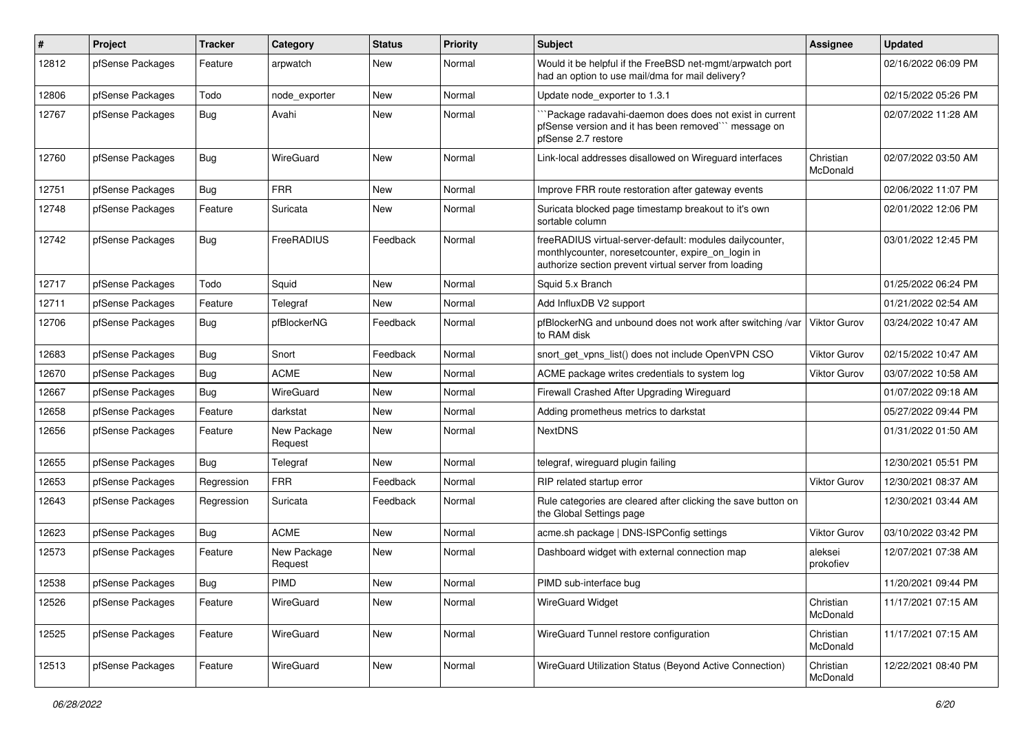| # | Project | Tracker | Category | Status | Priority | Subject | Assignee | Updated |
|---|---|---|---|---|---|---|---|---|
| 12812 | pfSense Packages | Feature | arpwatch | New | Normal | Would it be helpful if the FreeBSD net-mgmt/arpwatch port had an option to use mail/dma for mail delivery? | | 02/16/2022 06:09 PM |
| 12806 | pfSense Packages | Todo | node_exporter | New | Normal | Update node_exporter to 1.3.1 | | 02/15/2022 05:26 PM |
| 12767 | pfSense Packages | Bug | Avahi | New | Normal | ```Package radavahi-daemon does does not exist in current pfSense version and it has been removed``` message on pfSense 2.7 restore | | 02/07/2022 11:28 AM |
| 12760 | pfSense Packages | Bug | WireGuard | New | Normal | Link-local addresses disallowed on Wireguard interfaces | Christian McDonald | 02/07/2022 03:50 AM |
| 12751 | pfSense Packages | Bug | FRR | New | Normal | Improve FRR route restoration after gateway events | | 02/06/2022 11:07 PM |
| 12748 | pfSense Packages | Feature | Suricata | New | Normal | Suricata blocked page timestamp breakout to it's own sortable column | | 02/01/2022 12:06 PM |
| 12742 | pfSense Packages | Bug | FreeRADIUS | Feedback | Normal | freeRADIUS virtual-server-default: modules dailycounter, monthlycounter, noresetcounter, expire_on_login in authorize section prevent virtual server from loading | | 03/01/2022 12:45 PM |
| 12717 | pfSense Packages | Todo | Squid | New | Normal | Squid 5.x Branch | | 01/25/2022 06:24 PM |
| 12711 | pfSense Packages | Feature | Telegraf | New | Normal | Add InfluxDB V2 support | | 01/21/2022 02:54 AM |
| 12706 | pfSense Packages | Bug | pfBlockerNG | Feedback | Normal | pfBlockerNG and unbound does not work after switching /var to RAM disk | Viktor Gurov | 03/24/2022 10:47 AM |
| 12683 | pfSense Packages | Bug | Snort | Feedback | Normal | snort_get_vpns_list() does not include OpenVPN CSO | Viktor Gurov | 02/15/2022 10:47 AM |
| 12670 | pfSense Packages | Bug | ACME | New | Normal | ACME package writes credentials to system log | Viktor Gurov | 03/07/2022 10:58 AM |
| 12667 | pfSense Packages | Bug | WireGuard | New | Normal | Firewall Crashed After Upgrading Wireguard | | 01/07/2022 09:18 AM |
| 12658 | pfSense Packages | Feature | darkstat | New | Normal | Adding prometheus metrics to darkstat | | 05/27/2022 09:44 PM |
| 12656 | pfSense Packages | Feature | New Package Request | New | Normal | NextDNS | | 01/31/2022 01:50 AM |
| 12655 | pfSense Packages | Bug | Telegraf | New | Normal | telegraf, wireguard plugin failing | | 12/30/2021 05:51 PM |
| 12653 | pfSense Packages | Regression | FRR | Feedback | Normal | RIP related startup error | Viktor Gurov | 12/30/2021 08:37 AM |
| 12643 | pfSense Packages | Regression | Suricata | Feedback | Normal | Rule categories are cleared after clicking the save button on the Global Settings page | | 12/30/2021 03:44 AM |
| 12623 | pfSense Packages | Bug | ACME | New | Normal | acme.sh package \| DNS-ISPConfig settings | Viktor Gurov | 03/10/2022 03:42 PM |
| 12573 | pfSense Packages | Feature | New Package Request | New | Normal | Dashboard widget with external connection map | aleksei prokofiev | 12/07/2021 07:38 AM |
| 12538 | pfSense Packages | Bug | PIMD | New | Normal | PIMD sub-interface bug | | 11/20/2021 09:44 PM |
| 12526 | pfSense Packages | Feature | WireGuard | New | Normal | WireGuard Widget | Christian McDonald | 11/17/2021 07:15 AM |
| 12525 | pfSense Packages | Feature | WireGuard | New | Normal | WireGuard Tunnel restore configuration | Christian McDonald | 11/17/2021 07:15 AM |
| 12513 | pfSense Packages | Feature | WireGuard | New | Normal | WireGuard Utilization Status (Beyond Active Connection) | Christian McDonald | 12/22/2021 08:40 PM |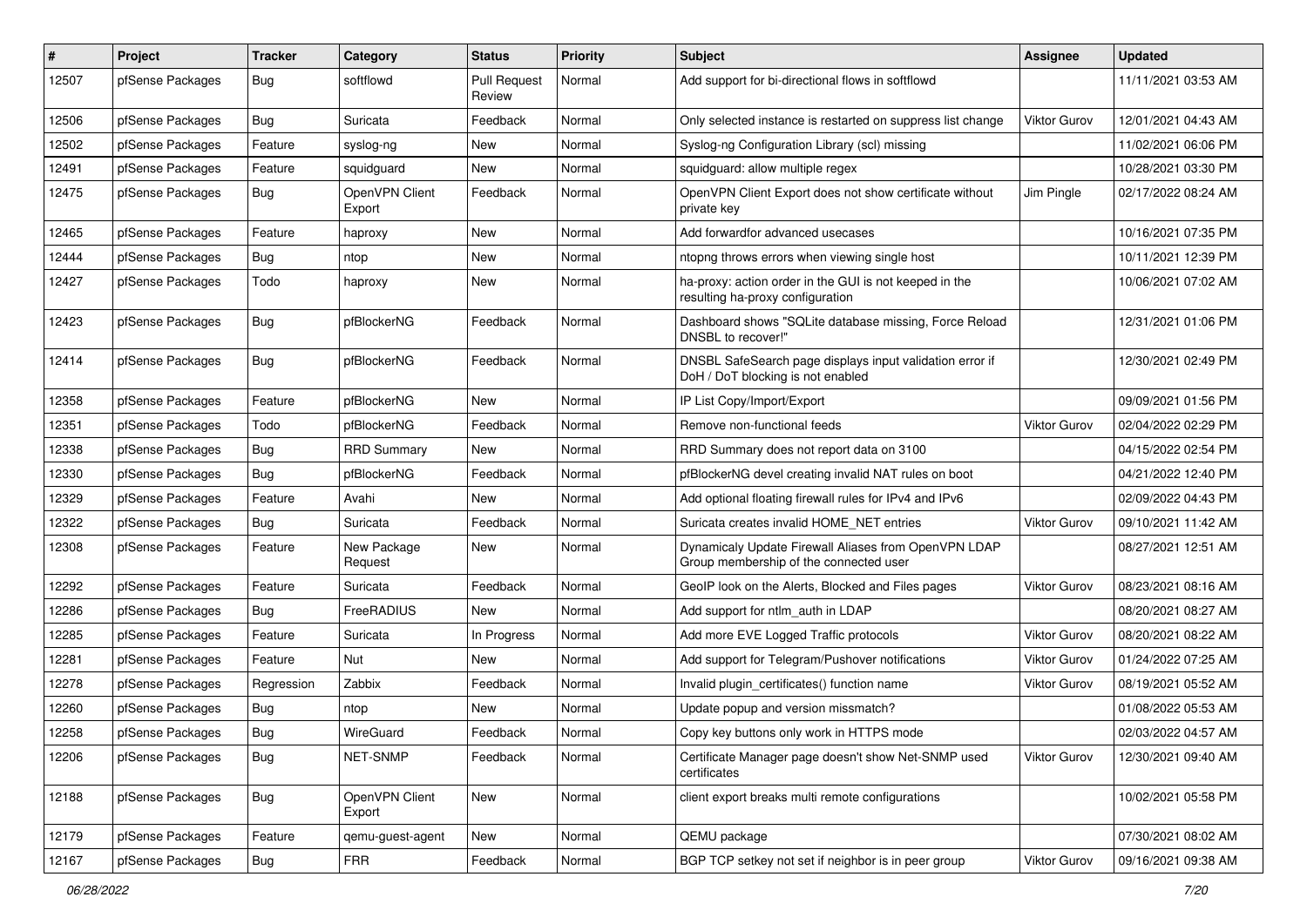| # | Project | Tracker | Category | Status | Priority | Subject | Assignee | Updated |
|---|---|---|---|---|---|---|---|---|
| 12507 | pfSense Packages | Bug | softflowd | Pull Request Review | Normal | Add support for bi-directional flows in softflowd | | 11/11/2021 03:53 AM |
| 12506 | pfSense Packages | Bug | Suricata | Feedback | Normal | Only selected instance is restarted on suppress list change | Viktor Gurov | 12/01/2021 04:43 AM |
| 12502 | pfSense Packages | Feature | syslog-ng | New | Normal | Syslog-ng Configuration Library (scl) missing | | 11/02/2021 06:06 PM |
| 12491 | pfSense Packages | Feature | squidguard | New | Normal | squidguard: allow multiple regex | | 10/28/2021 03:30 PM |
| 12475 | pfSense Packages | Bug | OpenVPN Client Export | Feedback | Normal | OpenVPN Client Export does not show certificate without private key | Jim Pingle | 02/17/2022 08:24 AM |
| 12465 | pfSense Packages | Feature | haproxy | New | Normal | Add forwardfor advanced usecases | | 10/16/2021 07:35 PM |
| 12444 | pfSense Packages | Bug | ntop | New | Normal | ntopng throws errors when viewing single host | | 10/11/2021 12:39 PM |
| 12427 | pfSense Packages | Todo | haproxy | New | Normal | ha-proxy: action order in the GUI is not keeped in the resulting ha-proxy configuration | | 10/06/2021 07:02 AM |
| 12423 | pfSense Packages | Bug | pfBlockerNG | Feedback | Normal | Dashboard shows "SQLite database missing, Force Reload DNSBL to recover!" | | 12/31/2021 01:06 PM |
| 12414 | pfSense Packages | Bug | pfBlockerNG | Feedback | Normal | DNSBL SafeSearch page displays input validation error if DoH / DoT blocking is not enabled | | 12/30/2021 02:49 PM |
| 12358 | pfSense Packages | Feature | pfBlockerNG | New | Normal | IP List Copy/Import/Export | | 09/09/2021 01:56 PM |
| 12351 | pfSense Packages | Todo | pfBlockerNG | Feedback | Normal | Remove non-functional feeds | Viktor Gurov | 02/04/2022 02:29 PM |
| 12338 | pfSense Packages | Bug | RRD Summary | New | Normal | RRD Summary does not report data on 3100 | | 04/15/2022 02:54 PM |
| 12330 | pfSense Packages | Bug | pfBlockerNG | Feedback | Normal | pfBlockerNG devel creating invalid NAT rules on boot | | 04/21/2022 12:40 PM |
| 12329 | pfSense Packages | Feature | Avahi | New | Normal | Add optional floating firewall rules for IPv4 and IPv6 | | 02/09/2022 04:43 PM |
| 12322 | pfSense Packages | Bug | Suricata | Feedback | Normal | Suricata creates invalid HOME_NET entries | Viktor Gurov | 09/10/2021 11:42 AM |
| 12308 | pfSense Packages | Feature | New Package Request | New | Normal | Dynamicaly Update Firewall Aliases from OpenVPN LDAP Group membership of the connected user | | 08/27/2021 12:51 AM |
| 12292 | pfSense Packages | Feature | Suricata | Feedback | Normal | GeoIP look on the Alerts, Blocked and Files pages | Viktor Gurov | 08/23/2021 08:16 AM |
| 12286 | pfSense Packages | Bug | FreeRADIUS | New | Normal | Add support for ntlm_auth in LDAP | | 08/20/2021 08:27 AM |
| 12285 | pfSense Packages | Feature | Suricata | In Progress | Normal | Add more EVE Logged Traffic protocols | Viktor Gurov | 08/20/2021 08:22 AM |
| 12281 | pfSense Packages | Feature | Nut | New | Normal | Add support for Telegram/Pushover notifications | Viktor Gurov | 01/24/2022 07:25 AM |
| 12278 | pfSense Packages | Regression | Zabbix | Feedback | Normal | Invalid plugin_certificates() function name | Viktor Gurov | 08/19/2021 05:52 AM |
| 12260 | pfSense Packages | Bug | ntop | New | Normal | Update popup and version missmatch? | | 01/08/2022 05:53 AM |
| 12258 | pfSense Packages | Bug | WireGuard | Feedback | Normal | Copy key buttons only work in HTTPS mode | | 02/03/2022 04:57 AM |
| 12206 | pfSense Packages | Bug | NET-SNMP | Feedback | Normal | Certificate Manager page doesn't show Net-SNMP used certificates | Viktor Gurov | 12/30/2021 09:40 AM |
| 12188 | pfSense Packages | Bug | OpenVPN Client Export | New | Normal | client export breaks multi remote configurations | | 10/02/2021 05:58 PM |
| 12179 | pfSense Packages | Feature | qemu-guest-agent | New | Normal | QEMU package | | 07/30/2021 08:02 AM |
| 12167 | pfSense Packages | Bug | FRR | Feedback | Normal | BGP TCP setkey not set if neighbor is in peer group | Viktor Gurov | 09/16/2021 09:38 AM |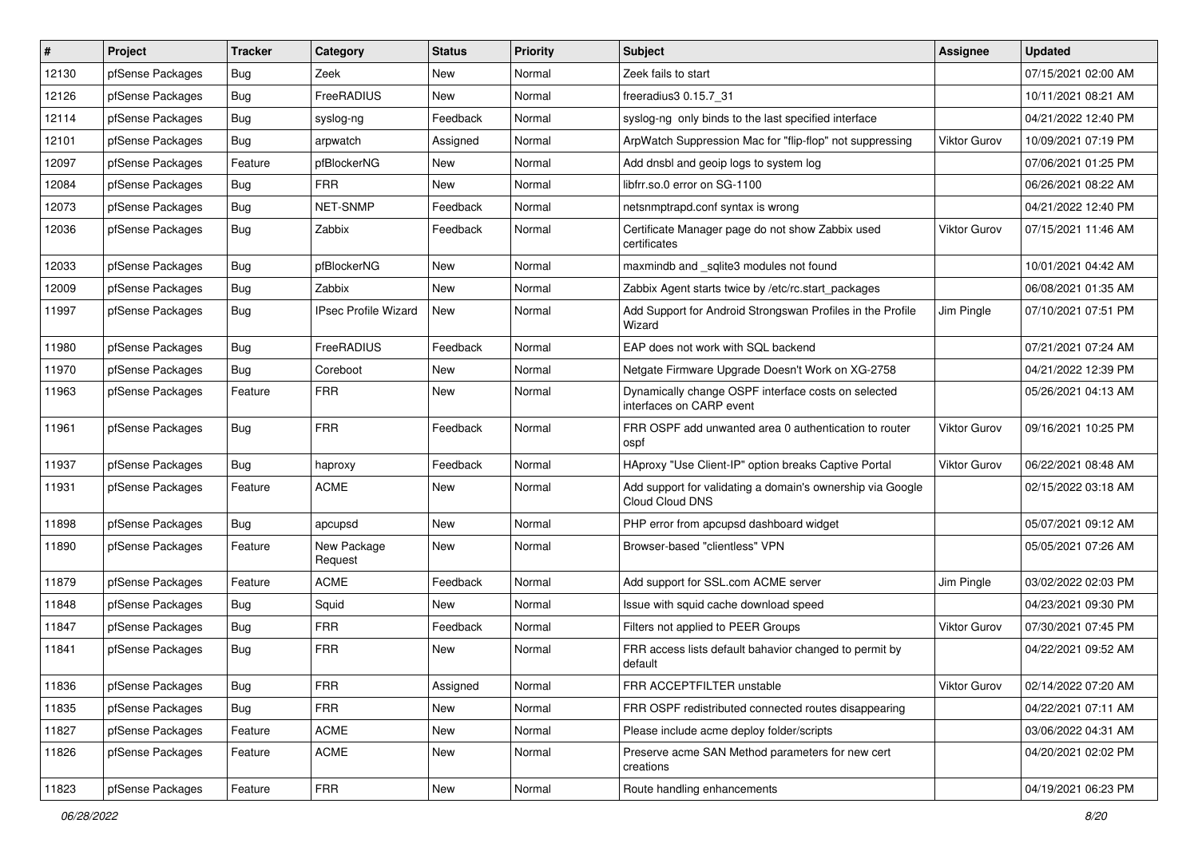| # | Project | Tracker | Category | Status | Priority | Subject | Assignee | Updated |
|---|---|---|---|---|---|---|---|---|
| 12130 | pfSense Packages | Bug | Zeek | New | Normal | Zeek fails to start | | 07/15/2021 02:00 AM |
| 12126 | pfSense Packages | Bug | FreeRADIUS | New | Normal | freeradius3 0.15.7_31 | | 10/11/2021 08:21 AM |
| 12114 | pfSense Packages | Bug | syslog-ng | Feedback | Normal | syslog-ng only binds to the last specified interface | | 04/21/2022 12:40 PM |
| 12101 | pfSense Packages | Bug | arpwatch | Assigned | Normal | ArpWatch Suppression Mac for "flip-flop" not suppressing | Viktor Gurov | 10/09/2021 07:19 PM |
| 12097 | pfSense Packages | Feature | pfBlockerNG | New | Normal | Add dnsbl and geoip logs to system log | | 07/06/2021 01:25 PM |
| 12084 | pfSense Packages | Bug | FRR | New | Normal | libfrr.so.0 error on SG-1100 | | 06/26/2021 08:22 AM |
| 12073 | pfSense Packages | Bug | NET-SNMP | Feedback | Normal | netsnmptrapd.conf syntax is wrong | | 04/21/2022 12:40 PM |
| 12036 | pfSense Packages | Bug | Zabbix | Feedback | Normal | Certificate Manager page do not show Zabbix used certificates | Viktor Gurov | 07/15/2021 11:46 AM |
| 12033 | pfSense Packages | Bug | pfBlockerNG | New | Normal | maxmindb and _sqlite3 modules not found | | 10/01/2021 04:42 AM |
| 12009 | pfSense Packages | Bug | Zabbix | New | Normal | Zabbix Agent starts twice by /etc/rc.start_packages | | 06/08/2021 01:35 AM |
| 11997 | pfSense Packages | Bug | IPsec Profile Wizard | New | Normal | Add Support for Android Strongswan Profiles in the Profile Wizard | Jim Pingle | 07/10/2021 07:51 PM |
| 11980 | pfSense Packages | Bug | FreeRADIUS | Feedback | Normal | EAP does not work with SQL backend | | 07/21/2021 07:24 AM |
| 11970 | pfSense Packages | Bug | Coreboot | New | Normal | Netgate Firmware Upgrade Doesn't Work on XG-2758 | | 04/21/2022 12:39 PM |
| 11963 | pfSense Packages | Feature | FRR | New | Normal | Dynamically change OSPF interface costs on selected interfaces on CARP event | | 05/26/2021 04:13 AM |
| 11961 | pfSense Packages | Bug | FRR | Feedback | Normal | FRR OSPF add unwanted area 0 authentication to router ospf | Viktor Gurov | 09/16/2021 10:25 PM |
| 11937 | pfSense Packages | Bug | haproxy | Feedback | Normal | HAproxy "Use Client-IP" option breaks Captive Portal | Viktor Gurov | 06/22/2021 08:48 AM |
| 11931 | pfSense Packages | Feature | ACME | New | Normal | Add support for validating a domain's ownership via Google Cloud Cloud DNS | | 02/15/2022 03:18 AM |
| 11898 | pfSense Packages | Bug | apcupsd | New | Normal | PHP error from apcupsd dashboard widget | | 05/07/2021 09:12 AM |
| 11890 | pfSense Packages | Feature | New Package Request | New | Normal | Browser-based "clientless" VPN | | 05/05/2021 07:26 AM |
| 11879 | pfSense Packages | Feature | ACME | Feedback | Normal | Add support for SSL.com ACME server | Jim Pingle | 03/02/2022 02:03 PM |
| 11848 | pfSense Packages | Bug | Squid | New | Normal | Issue with squid cache download speed | | 04/23/2021 09:30 PM |
| 11847 | pfSense Packages | Bug | FRR | Feedback | Normal | Filters not applied to PEER Groups | Viktor Gurov | 07/30/2021 07:45 PM |
| 11841 | pfSense Packages | Bug | FRR | New | Normal | FRR access lists default bahavior changed to permit by default | | 04/22/2021 09:52 AM |
| 11836 | pfSense Packages | Bug | FRR | Assigned | Normal | FRR ACCEPTFILTER unstable | Viktor Gurov | 02/14/2022 07:20 AM |
| 11835 | pfSense Packages | Bug | FRR | New | Normal | FRR OSPF redistributed connected routes disappearing | | 04/22/2021 07:11 AM |
| 11827 | pfSense Packages | Feature | ACME | New | Normal | Please include acme deploy folder/scripts | | 03/06/2022 04:31 AM |
| 11826 | pfSense Packages | Feature | ACME | New | Normal | Preserve acme SAN Method parameters for new cert creations | | 04/20/2021 02:02 PM |
| 11823 | pfSense Packages | Feature | FRR | New | Normal | Route handling enhancements | | 04/19/2021 06:23 PM |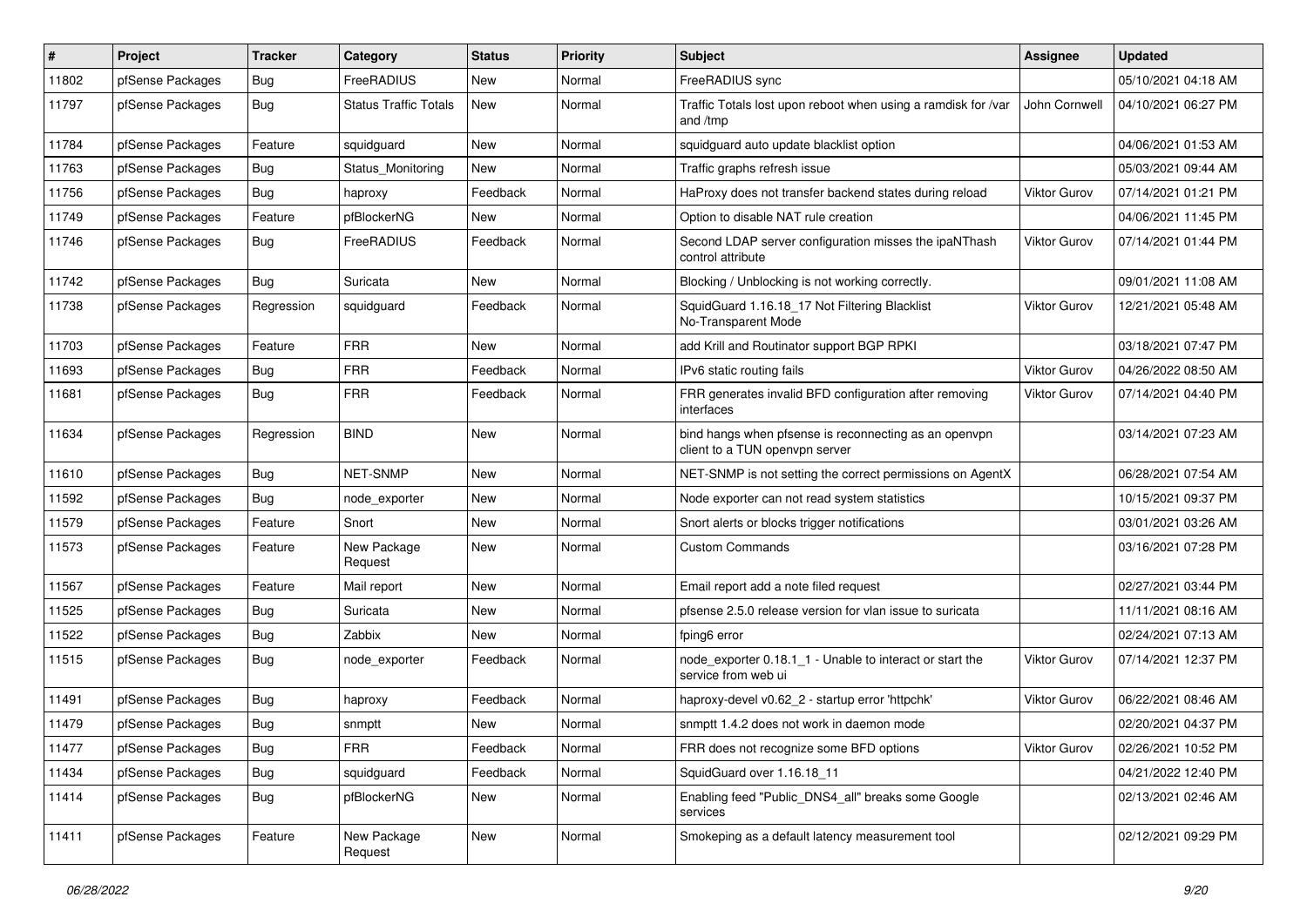| # | Project | Tracker | Category | Status | Priority | Subject | Assignee | Updated |
|---|---|---|---|---|---|---|---|---|
| 11802 | pfSense Packages | Bug | FreeRADIUS | New | Normal | FreeRADIUS sync | | 05/10/2021 04:18 AM |
| 11797 | pfSense Packages | Bug | Status Traffic Totals | New | Normal | Traffic Totals lost upon reboot when using a ramdisk for /var and /tmp | John Cornwell | 04/10/2021 06:27 PM |
| 11784 | pfSense Packages | Feature | squidguard | New | Normal | squidguard auto update blacklist option | | 04/06/2021 01:53 AM |
| 11763 | pfSense Packages | Bug | Status_Monitoring | New | Normal | Traffic graphs refresh issue | | 05/03/2021 09:44 AM |
| 11756 | pfSense Packages | Bug | haproxy | Feedback | Normal | HaProxy does not transfer backend states during reload | Viktor Gurov | 07/14/2021 01:21 PM |
| 11749 | pfSense Packages | Feature | pfBlockerNG | New | Normal | Option to disable NAT rule creation | | 04/06/2021 11:45 PM |
| 11746 | pfSense Packages | Bug | FreeRADIUS | Feedback | Normal | Second LDAP server configuration misses the ipaNThash control attribute | Viktor Gurov | 07/14/2021 01:44 PM |
| 11742 | pfSense Packages | Bug | Suricata | New | Normal | Blocking / Unblocking is not working correctly. | | 09/01/2021 11:08 AM |
| 11738 | pfSense Packages | Regression | squidguard | Feedback | Normal | SquidGuard 1.16.18_17 Not Filtering Blacklist No-Transparent Mode | Viktor Gurov | 12/21/2021 05:48 AM |
| 11703 | pfSense Packages | Feature | FRR | New | Normal | add Krill and Routinator support BGP RPKI | | 03/18/2021 07:47 PM |
| 11693 | pfSense Packages | Bug | FRR | Feedback | Normal | IPv6 static routing fails | Viktor Gurov | 04/26/2022 08:50 AM |
| 11681 | pfSense Packages | Bug | FRR | Feedback | Normal | FRR generates invalid BFD configuration after removing interfaces | Viktor Gurov | 07/14/2021 04:40 PM |
| 11634 | pfSense Packages | Regression | BIND | New | Normal | bind hangs when pfsense is reconnecting as an openvpn client to a TUN openvpn server | | 03/14/2021 07:23 AM |
| 11610 | pfSense Packages | Bug | NET-SNMP | New | Normal | NET-SNMP is not setting the correct permissions on AgentX | | 06/28/2021 07:54 AM |
| 11592 | pfSense Packages | Bug | node_exporter | New | Normal | Node exporter can not read system statistics | | 10/15/2021 09:37 PM |
| 11579 | pfSense Packages | Feature | Snort | New | Normal | Snort alerts or blocks trigger notifications | | 03/01/2021 03:26 AM |
| 11573 | pfSense Packages | Feature | New Package Request | New | Normal | Custom Commands | | 03/16/2021 07:28 PM |
| 11567 | pfSense Packages | Feature | Mail report | New | Normal | Email report add a note filed request | | 02/27/2021 03:44 PM |
| 11525 | pfSense Packages | Bug | Suricata | New | Normal | pfsense 2.5.0 release version for vlan issue to suricata | | 11/11/2021 08:16 AM |
| 11522 | pfSense Packages | Bug | Zabbix | New | Normal | fping6 error | | 02/24/2021 07:13 AM |
| 11515 | pfSense Packages | Bug | node_exporter | Feedback | Normal | node_exporter 0.18.1_1 - Unable to interact or start the service from web ui | Viktor Gurov | 07/14/2021 12:37 PM |
| 11491 | pfSense Packages | Bug | haproxy | Feedback | Normal | haproxy-devel v0.62_2 - startup error 'httpchk' | Viktor Gurov | 06/22/2021 08:46 AM |
| 11479 | pfSense Packages | Bug | snmptt | New | Normal | snmptt 1.4.2 does not work in daemon mode | | 02/20/2021 04:37 PM |
| 11477 | pfSense Packages | Bug | FRR | Feedback | Normal | FRR does not recognize some BFD options | Viktor Gurov | 02/26/2021 10:52 PM |
| 11434 | pfSense Packages | Bug | squidguard | Feedback | Normal | SquidGuard over 1.16.18_11 | | 04/21/2022 12:40 PM |
| 11414 | pfSense Packages | Bug | pfBlockerNG | New | Normal | Enabling feed "Public_DNS4_all" breaks some Google services | | 02/13/2021 02:46 AM |
| 11411 | pfSense Packages | Feature | New Package Request | New | Normal | Smokeping as a default latency measurement tool | | 02/12/2021 09:29 PM |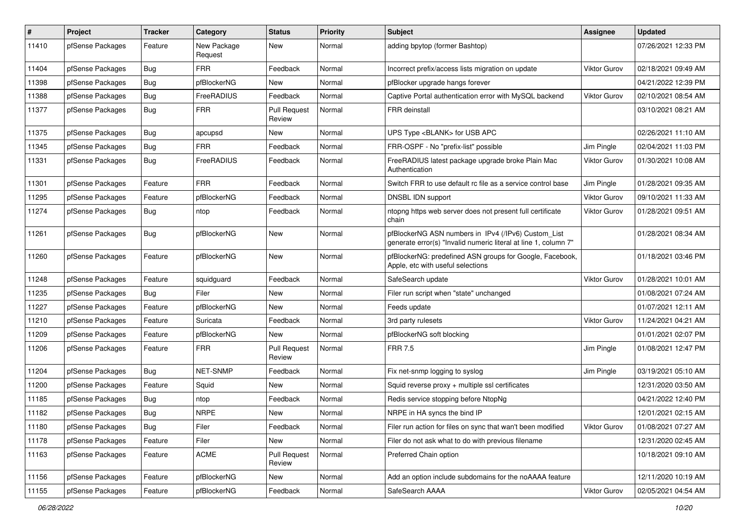| # | Project | Tracker | Category | Status | Priority | Subject | Assignee | Updated |
|---|---|---|---|---|---|---|---|---|
| 11410 | pfSense Packages | Feature | New Package Request | New | Normal | adding bpytop (former Bashtop) | | 07/26/2021 12:33 PM |
| 11404 | pfSense Packages | Bug | FRR | Feedback | Normal | Incorrect prefix/access lists migration on update | Viktor Gurov | 02/18/2021 09:49 AM |
| 11398 | pfSense Packages | Bug | pfBlockerNG | New | Normal | pfBlocker upgrade hangs forever | | 04/21/2022 12:39 PM |
| 11388 | pfSense Packages | Bug | FreeRADIUS | Feedback | Normal | Captive Portal authentication error with MySQL backend | Viktor Gurov | 02/10/2021 08:54 AM |
| 11377 | pfSense Packages | Bug | FRR | Pull Request Review | Normal | FRR deinstall | | 03/10/2021 08:21 AM |
| 11375 | pfSense Packages | Bug | apcupsd | New | Normal | UPS Type <BLANK> for USB APC | | 02/26/2021 11:10 AM |
| 11345 | pfSense Packages | Bug | FRR | Feedback | Normal | FRR-OSPF - No "prefix-list" possible | Jim Pingle | 02/04/2021 11:03 PM |
| 11331 | pfSense Packages | Bug | FreeRADIUS | Feedback | Normal | FreeRADIUS latest package upgrade broke Plain Mac Authentication | Viktor Gurov | 01/30/2021 10:08 AM |
| 11301 | pfSense Packages | Feature | FRR | Feedback | Normal | Switch FRR to use default rc file as a service control base | Jim Pingle | 01/28/2021 09:35 AM |
| 11295 | pfSense Packages | Feature | pfBlockerNG | Feedback | Normal | DNSBL IDN support | Viktor Gurov | 09/10/2021 11:33 AM |
| 11274 | pfSense Packages | Bug | ntop | Feedback | Normal | ntopng https web server does not present full certificate chain | Viktor Gurov | 01/28/2021 09:51 AM |
| 11261 | pfSense Packages | Bug | pfBlockerNG | New | Normal | pfBlockerNG ASN numbers in IPv4 (/IPv6) Custom_List generate error(s) "Invalid numeric literal at line 1, column 7" | | 01/28/2021 08:34 AM |
| 11260 | pfSense Packages | Feature | pfBlockerNG | New | Normal | pfBlockerNG: predefined ASN groups for Google, Facebook, Apple, etc with useful selections | | 01/18/2021 03:46 PM |
| 11248 | pfSense Packages | Feature | squidguard | Feedback | Normal | SafeSearch update | Viktor Gurov | 01/28/2021 10:01 AM |
| 11235 | pfSense Packages | Bug | Filer | New | Normal | Filer run script when "state" unchanged | | 01/08/2021 07:24 AM |
| 11227 | pfSense Packages | Feature | pfBlockerNG | New | Normal | Feeds update | | 01/07/2021 12:11 AM |
| 11210 | pfSense Packages | Feature | Suricata | Feedback | Normal | 3rd party rulesets | Viktor Gurov | 11/24/2021 04:21 AM |
| 11209 | pfSense Packages | Feature | pfBlockerNG | New | Normal | pfBlockerNG soft blocking | | 01/01/2021 02:07 PM |
| 11206 | pfSense Packages | Feature | FRR | Pull Request Review | Normal | FRR 7.5 | Jim Pingle | 01/08/2021 12:47 PM |
| 11204 | pfSense Packages | Bug | NET-SNMP | Feedback | Normal | Fix net-snmp logging to syslog | Jim Pingle | 03/19/2021 05:10 AM |
| 11200 | pfSense Packages | Feature | Squid | New | Normal | Squid reverse proxy + multiple ssl certificates | | 12/31/2020 03:50 AM |
| 11185 | pfSense Packages | Bug | ntop | Feedback | Normal | Redis service stopping before NtopNg | | 04/21/2022 12:40 PM |
| 11182 | pfSense Packages | Bug | NRPE | New | Normal | NRPE in HA syncs the bind IP | | 12/01/2021 02:15 AM |
| 11180 | pfSense Packages | Bug | Filer | Feedback | Normal | Filer run action for files on sync that wan't been modified | Viktor Gurov | 01/08/2021 07:27 AM |
| 11178 | pfSense Packages | Feature | Filer | New | Normal | Filer do not ask what to do with previous filename | | 12/31/2020 02:45 AM |
| 11163 | pfSense Packages | Feature | ACME | Pull Request Review | Normal | Preferred Chain option | | 10/18/2021 09:10 AM |
| 11156 | pfSense Packages | Feature | pfBlockerNG | New | Normal | Add an option include subdomains for the noAAAA feature | | 12/11/2020 10:19 AM |
| 11155 | pfSense Packages | Feature | pfBlockerNG | Feedback | Normal | SafeSearch AAAA | Viktor Gurov | 02/05/2021 04:54 AM |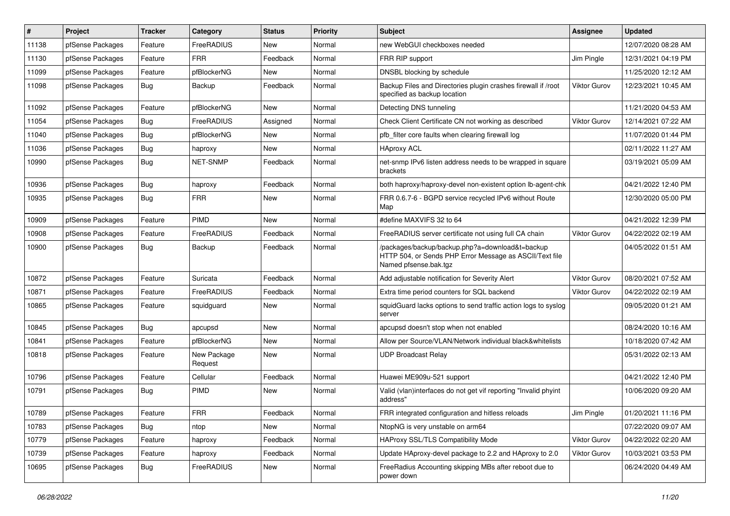| # | Project | Tracker | Category | Status | Priority | Subject | Assignee | Updated |
|---|---|---|---|---|---|---|---|---|
| 11138 | pfSense Packages | Feature | FreeRADIUS | New | Normal | new WebGUI checkboxes needed | | 12/07/2020 08:28 AM |
| 11130 | pfSense Packages | Feature | FRR | Feedback | Normal | FRR RIP support | Jim Pingle | 12/31/2021 04:19 PM |
| 11099 | pfSense Packages | Feature | pfBlockerNG | New | Normal | DNSBL blocking by schedule | | 11/25/2020 12:12 AM |
| 11098 | pfSense Packages | Bug | Backup | Feedback | Normal | Backup Files and Directories plugin crashes firewall if /root specified as backup location | Viktor Gurov | 12/23/2021 10:45 AM |
| 11092 | pfSense Packages | Feature | pfBlockerNG | New | Normal | Detecting DNS tunneling | | 11/21/2020 04:53 AM |
| 11054 | pfSense Packages | Bug | FreeRADIUS | Assigned | Normal | Check Client Certificate CN not working as described | Viktor Gurov | 12/14/2021 07:22 AM |
| 11040 | pfSense Packages | Bug | pfBlockerNG | New | Normal | pfb_filter core faults when clearing firewall log | | 11/07/2020 01:44 PM |
| 11036 | pfSense Packages | Bug | haproxy | New | Normal | HAproxy ACL | | 02/11/2022 11:27 AM |
| 10990 | pfSense Packages | Bug | NET-SNMP | Feedback | Normal | net-snmp IPv6 listen address needs to be wrapped in square brackets | | 03/19/2021 05:09 AM |
| 10936 | pfSense Packages | Bug | haproxy | Feedback | Normal | both haproxy/haproxy-devel non-existent option lb-agent-chk | | 04/21/2022 12:40 PM |
| 10935 | pfSense Packages | Bug | FRR | New | Normal | FRR 0.6.7-6 - BGPD service recycled IPv6 without Route Map | | 12/30/2020 05:00 PM |
| 10909 | pfSense Packages | Feature | PIMD | New | Normal | #define MAXVIFS 32 to 64 | | 04/21/2022 12:39 PM |
| 10908 | pfSense Packages | Feature | FreeRADIUS | Feedback | Normal | FreeRADIUS server certificate not using full CA chain | Viktor Gurov | 04/22/2022 02:19 AM |
| 10900 | pfSense Packages | Bug | Backup | Feedback | Normal | /packages/backup/backup.php?a=download&t=backup HTTP 504, or Sends PHP Error Message as ASCII/Text file Named pfsense.bak.tgz | | 04/05/2022 01:51 AM |
| 10872 | pfSense Packages | Feature | Suricata | Feedback | Normal | Add adjustable notification for Severity Alert | Viktor Gurov | 08/20/2021 07:52 AM |
| 10871 | pfSense Packages | Feature | FreeRADIUS | Feedback | Normal | Extra time period counters for SQL backend | Viktor Gurov | 04/22/2022 02:19 AM |
| 10865 | pfSense Packages | Feature | squidguard | New | Normal | squidGuard lacks options to send traffic action logs to syslog server | | 09/05/2020 01:21 AM |
| 10845 | pfSense Packages | Bug | apcupsd | New | Normal | apcupsd doesn't stop when not enabled | | 08/24/2020 10:16 AM |
| 10841 | pfSense Packages | Feature | pfBlockerNG | New | Normal | Allow per Source/VLAN/Network individual black&whitelists | | 10/18/2020 07:42 AM |
| 10818 | pfSense Packages | Feature | New Package Request | New | Normal | UDP Broadcast Relay | | 05/31/2022 02:13 AM |
| 10796 | pfSense Packages | Feature | Cellular | Feedback | Normal | Huawei ME909u-521 support | | 04/21/2022 12:40 PM |
| 10791 | pfSense Packages | Bug | PIMD | New | Normal | Valid (vlan)interfaces do not get vif reporting "Invalid phyint address" | | 10/06/2020 09:20 AM |
| 10789 | pfSense Packages | Feature | FRR | Feedback | Normal | FRR integrated configuration and hitless reloads | Jim Pingle | 01/20/2021 11:16 PM |
| 10783 | pfSense Packages | Bug | ntop | New | Normal | NtopNG is very unstable on arm64 | | 07/22/2020 09:07 AM |
| 10779 | pfSense Packages | Feature | haproxy | Feedback | Normal | HAProxy SSL/TLS Compatibility Mode | Viktor Gurov | 04/22/2022 02:20 AM |
| 10739 | pfSense Packages | Feature | haproxy | Feedback | Normal | Update HAproxy-devel package to 2.2 and HAproxy to 2.0 | Viktor Gurov | 10/03/2021 03:53 PM |
| 10695 | pfSense Packages | Bug | FreeRADIUS | New | Normal | FreeRadius Accounting skipping MBs after reboot due to power down | | 06/24/2020 04:49 AM |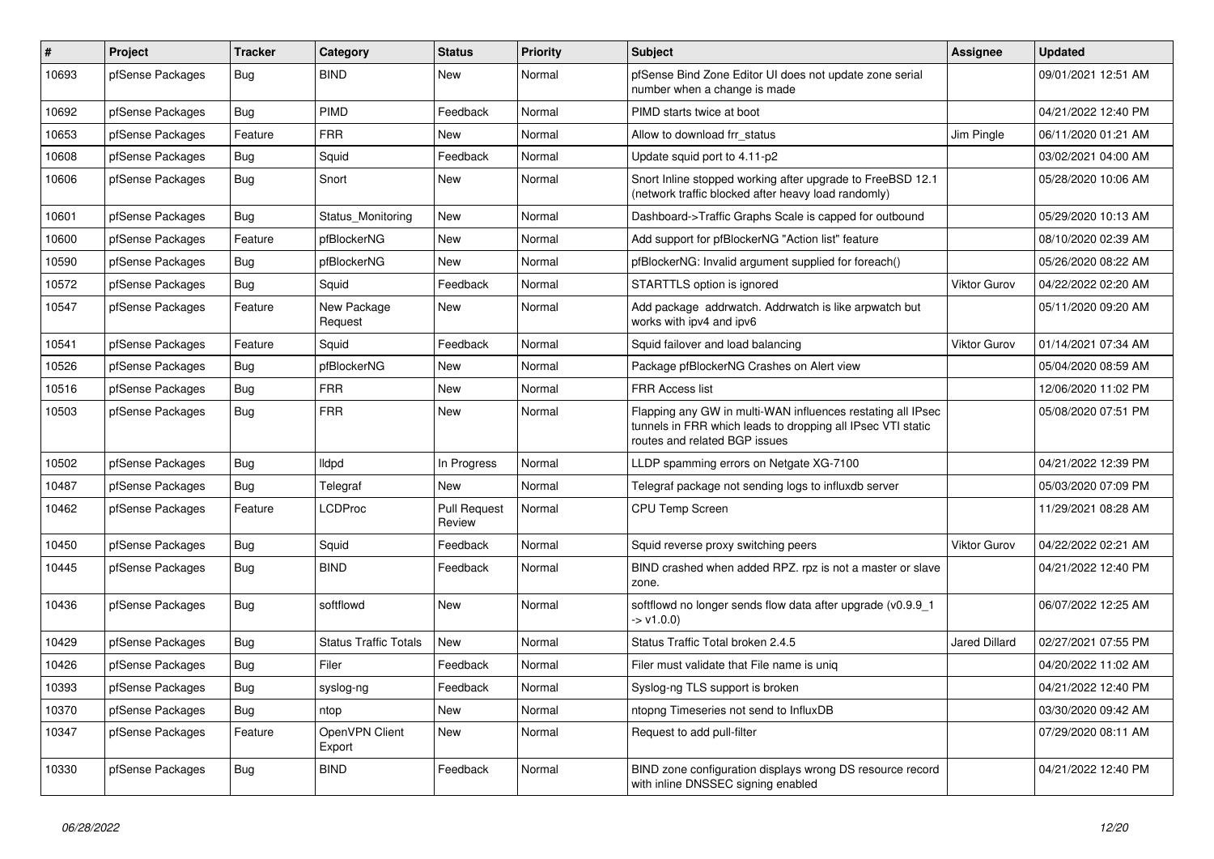| # | Project | Tracker | Category | Status | Priority | Subject | Assignee | Updated |
|---|---|---|---|---|---|---|---|---|
| 10693 | pfSense Packages | Bug | BIND | New | Normal | pfSense Bind Zone Editor UI does not update zone serial number when a change is made | | 09/01/2021 12:51 AM |
| 10692 | pfSense Packages | Bug | PIMD | Feedback | Normal | PIMD starts twice at boot | | 04/21/2022 12:40 PM |
| 10653 | pfSense Packages | Feature | FRR | New | Normal | Allow to download frr_status | Jim Pingle | 06/11/2020 01:21 AM |
| 10608 | pfSense Packages | Bug | Squid | Feedback | Normal | Update squid port to 4.11-p2 | | 03/02/2021 04:00 AM |
| 10606 | pfSense Packages | Bug | Snort | New | Normal | Snort Inline stopped working after upgrade to FreeBSD 12.1 (network traffic blocked after heavy load randomly) | | 05/28/2020 10:06 AM |
| 10601 | pfSense Packages | Bug | Status_Monitoring | New | Normal | Dashboard->Traffic Graphs Scale is capped for outbound | | 05/29/2020 10:13 AM |
| 10600 | pfSense Packages | Feature | pfBlockerNG | New | Normal | Add support for pfBlockerNG "Action list" feature | | 08/10/2020 02:39 AM |
| 10590 | pfSense Packages | Bug | pfBlockerNG | New | Normal | pfBlockerNG: Invalid argument supplied for foreach() | | 05/26/2020 08:22 AM |
| 10572 | pfSense Packages | Bug | Squid | Feedback | Normal | STARTTLS option is ignored | Viktor Gurov | 04/22/2022 02:20 AM |
| 10547 | pfSense Packages | Feature | New Package Request | New | Normal | Add package addrwatch. Addrwatch is like arpwatch but works with ipv4 and ipv6 | | 05/11/2020 09:20 AM |
| 10541 | pfSense Packages | Feature | Squid | Feedback | Normal | Squid failover and load balancing | Viktor Gurov | 01/14/2021 07:34 AM |
| 10526 | pfSense Packages | Bug | pfBlockerNG | New | Normal | Package pfBlockerNG Crashes on Alert view | | 05/04/2020 08:59 AM |
| 10516 | pfSense Packages | Bug | FRR | New | Normal | FRR Access list | | 12/06/2020 11:02 PM |
| 10503 | pfSense Packages | Bug | FRR | New | Normal | Flapping any GW in multi-WAN influences restating all IPsec tunnels in FRR which leads to dropping all IPsec VTI static routes and related BGP issues | | 05/08/2020 07:51 PM |
| 10502 | pfSense Packages | Bug | lldpd | In Progress | Normal | LLDP spamming errors on Netgate XG-7100 | | 04/21/2022 12:39 PM |
| 10487 | pfSense Packages | Bug | Telegraf | New | Normal | Telegraf package not sending logs to influxdb server | | 05/03/2020 07:09 PM |
| 10462 | pfSense Packages | Feature | LCDProc | Pull Request Review | Normal | CPU Temp Screen | | 11/29/2021 08:28 AM |
| 10450 | pfSense Packages | Bug | Squid | Feedback | Normal | Squid reverse proxy switching peers | Viktor Gurov | 04/22/2022 02:21 AM |
| 10445 | pfSense Packages | Bug | BIND | Feedback | Normal | BIND crashed when added RPZ. rpz is not a master or slave zone. | | 04/21/2022 12:40 PM |
| 10436 | pfSense Packages | Bug | softflowd | New | Normal | softflowd no longer sends flow data after upgrade (v0.9.9_1 -> v1.0.0) | | 06/07/2022 12:25 AM |
| 10429 | pfSense Packages | Bug | Status Traffic Totals | New | Normal | Status Traffic Total broken 2.4.5 | Jared Dillard | 02/27/2021 07:55 PM |
| 10426 | pfSense Packages | Bug | Filer | Feedback | Normal | Filer must validate that File name is uniq | | 04/20/2022 11:02 AM |
| 10393 | pfSense Packages | Bug | syslog-ng | Feedback | Normal | Syslog-ng TLS support is broken | | 04/21/2022 12:40 PM |
| 10370 | pfSense Packages | Bug | ntop | New | Normal | ntopng Timeseries not send to InfluxDB | | 03/30/2020 09:42 AM |
| 10347 | pfSense Packages | Feature | OpenVPN Client Export | New | Normal | Request to add pull-filter | | 07/29/2020 08:11 AM |
| 10330 | pfSense Packages | Bug | BIND | Feedback | Normal | BIND zone configuration displays wrong DS resource record with inline DNSSEC signing enabled | | 04/21/2022 12:40 PM |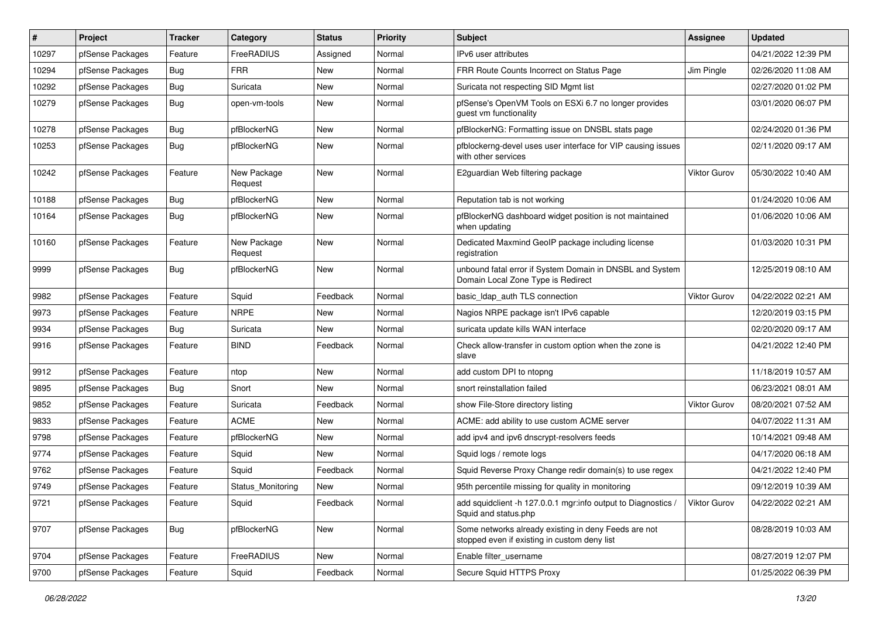| # | Project | Tracker | Category | Status | Priority | Subject | Assignee | Updated |
|---|---|---|---|---|---|---|---|---|
| 10297 | pfSense Packages | Feature | FreeRADIUS | Assigned | Normal | IPv6 user attributes | | 04/21/2022 12:39 PM |
| 10294 | pfSense Packages | Bug | FRR | New | Normal | FRR Route Counts Incorrect on Status Page | Jim Pingle | 02/26/2020 11:08 AM |
| 10292 | pfSense Packages | Bug | Suricata | New | Normal | Suricata not respecting SID Mgmt list | | 02/27/2020 01:02 PM |
| 10279 | pfSense Packages | Bug | open-vm-tools | New | Normal | pfSense's OpenVM Tools on ESXi 6.7 no longer provides guest vm functionality | | 03/01/2020 06:07 PM |
| 10278 | pfSense Packages | Bug | pfBlockerNG | New | Normal | pfBlockerNG: Formatting issue on DNSBL stats page | | 02/24/2020 01:36 PM |
| 10253 | pfSense Packages | Bug | pfBlockerNG | New | Normal | pfblockerng-devel uses user interface for VIP causing issues with other services | | 02/11/2020 09:17 AM |
| 10242 | pfSense Packages | Feature | New Package Request | New | Normal | E2guardian Web filtering package | Viktor Gurov | 05/30/2022 10:40 AM |
| 10188 | pfSense Packages | Bug | pfBlockerNG | New | Normal | Reputation tab is not working | | 01/24/2020 10:06 AM |
| 10164 | pfSense Packages | Bug | pfBlockerNG | New | Normal | pfBlockerNG dashboard widget position is not maintained when updating | | 01/06/2020 10:06 AM |
| 10160 | pfSense Packages | Feature | New Package Request | New | Normal | Dedicated Maxmind GeoIP package including license registration | | 01/03/2020 10:31 PM |
| 9999 | pfSense Packages | Bug | pfBlockerNG | New | Normal | unbound fatal error if System Domain in DNSBL and System Domain Local Zone Type is Redirect | | 12/25/2019 08:10 AM |
| 9982 | pfSense Packages | Feature | Squid | Feedback | Normal | basic_ldap_auth TLS connection | Viktor Gurov | 04/22/2022 02:21 AM |
| 9973 | pfSense Packages | Feature | NRPE | New | Normal | Nagios NRPE package isn't IPv6 capable | | 12/20/2019 03:15 PM |
| 9934 | pfSense Packages | Bug | Suricata | New | Normal | suricata update kills WAN interface | | 02/20/2020 09:17 AM |
| 9916 | pfSense Packages | Feature | BIND | Feedback | Normal | Check allow-transfer in custom option when the zone is slave | | 04/21/2022 12:40 PM |
| 9912 | pfSense Packages | Feature | ntop | New | Normal | add custom DPI to ntopng | | 11/18/2019 10:57 AM |
| 9895 | pfSense Packages | Bug | Snort | New | Normal | snort reinstallation failed | | 06/23/2021 08:01 AM |
| 9852 | pfSense Packages | Feature | Suricata | Feedback | Normal | show File-Store directory listing | Viktor Gurov | 08/20/2021 07:52 AM |
| 9833 | pfSense Packages | Feature | ACME | New | Normal | ACME: add ability to use custom ACME server | | 04/07/2022 11:31 AM |
| 9798 | pfSense Packages | Feature | pfBlockerNG | New | Normal | add ipv4 and ipv6 dnscrypt-resolvers feeds | | 10/14/2021 09:48 AM |
| 9774 | pfSense Packages | Feature | Squid | New | Normal | Squid logs / remote logs | | 04/17/2020 06:18 AM |
| 9762 | pfSense Packages | Feature | Squid | Feedback | Normal | Squid Reverse Proxy Change redir domain(s) to use regex | | 04/21/2022 12:40 PM |
| 9749 | pfSense Packages | Feature | Status_Monitoring | New | Normal | 95th percentile missing for quality in monitoring | | 09/12/2019 10:39 AM |
| 9721 | pfSense Packages | Feature | Squid | Feedback | Normal | add squidclient -h 127.0.0.1 mgr:info output to Diagnostics / Squid and status.php | Viktor Gurov | 04/22/2022 02:21 AM |
| 9707 | pfSense Packages | Bug | pfBlockerNG | New | Normal | Some networks already existing in deny Feeds are not stopped even if existing in custom deny list | | 08/28/2019 10:03 AM |
| 9704 | pfSense Packages | Feature | FreeRADIUS | New | Normal | Enable filter_username | | 08/27/2019 12:07 PM |
| 9700 | pfSense Packages | Feature | Squid | Feedback | Normal | Secure Squid HTTPS Proxy | | 01/25/2022 06:39 PM |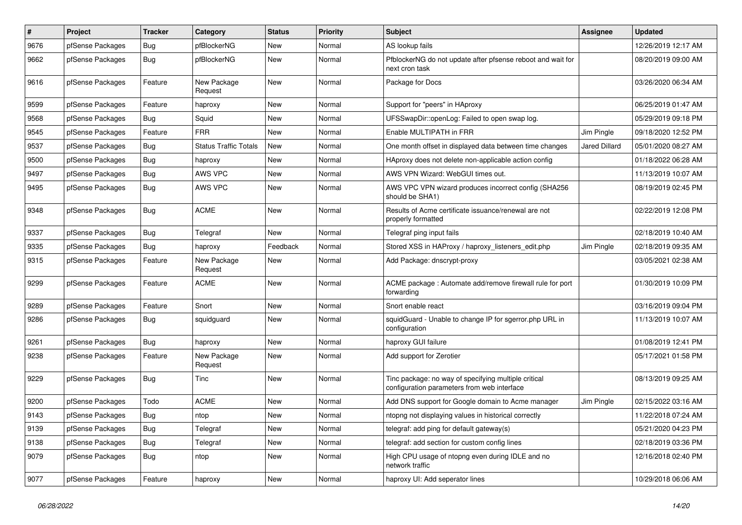| # | Project | Tracker | Category | Status | Priority | Subject | Assignee | Updated |
|---|---|---|---|---|---|---|---|---|
| 9676 | pfSense Packages | Bug | pfBlockerNG | New | Normal | AS lookup fails | | 12/26/2019 12:17 AM |
| 9662 | pfSense Packages | Bug | pfBlockerNG | New | Normal | PfblockerNG do not update after pfsense reboot and wait for next cron task | | 08/20/2019 09:00 AM |
| 9616 | pfSense Packages | Feature | New Package Request | New | Normal | Package for Docs | | 03/26/2020 06:34 AM |
| 9599 | pfSense Packages | Feature | haproxy | New | Normal | Support for "peers" in HAproxy | | 06/25/2019 01:47 AM |
| 9568 | pfSense Packages | Bug | Squid | New | Normal | UFSSwapDir::openLog: Failed to open swap log. | | 05/29/2019 09:18 PM |
| 9545 | pfSense Packages | Feature | FRR | New | Normal | Enable MULTIPATH in FRR | Jim Pingle | 09/18/2020 12:52 PM |
| 9537 | pfSense Packages | Bug | Status Traffic Totals | New | Normal | One month offset in displayed data between time changes | Jared Dillard | 05/01/2020 08:27 AM |
| 9500 | pfSense Packages | Bug | haproxy | New | Normal | HAproxy does not delete non-applicable action config | | 01/18/2022 06:28 AM |
| 9497 | pfSense Packages | Bug | AWS VPC | New | Normal | AWS VPN Wizard: WebGUI times out. | | 11/13/2019 10:07 AM |
| 9495 | pfSense Packages | Bug | AWS VPC | New | Normal | AWS VPC VPN wizard produces incorrect config (SHA256 should be SHA1) | | 08/19/2019 02:45 PM |
| 9348 | pfSense Packages | Bug | ACME | New | Normal | Results of Acme certificate issuance/renewal are not properly formatted | | 02/22/2019 12:08 PM |
| 9337 | pfSense Packages | Bug | Telegraf | New | Normal | Telegraf ping input fails | | 02/18/2019 10:40 AM |
| 9335 | pfSense Packages | Bug | haproxy | Feedback | Normal | Stored XSS in HAProxy / haproxy_listeners_edit.php | Jim Pingle | 02/18/2019 09:35 AM |
| 9315 | pfSense Packages | Feature | New Package Request | New | Normal | Add Package: dnscrypt-proxy | | 03/05/2021 02:38 AM |
| 9299 | pfSense Packages | Feature | ACME | New | Normal | ACME package : Automate add/remove firewall rule for port forwarding | | 01/30/2019 10:09 PM |
| 9289 | pfSense Packages | Feature | Snort | New | Normal | Snort enable react | | 03/16/2019 09:04 PM |
| 9286 | pfSense Packages | Bug | squidguard | New | Normal | squidGuard - Unable to change IP for sgerror.php URL in configuration | | 11/13/2019 10:07 AM |
| 9261 | pfSense Packages | Bug | haproxy | New | Normal | haproxy GUI failure | | 01/08/2019 12:41 PM |
| 9238 | pfSense Packages | Feature | New Package Request | New | Normal | Add support for Zerotier | | 05/17/2021 01:58 PM |
| 9229 | pfSense Packages | Bug | Tinc | New | Normal | Tinc package: no way of specifying multiple critical configuration parameters from web interface | | 08/13/2019 09:25 AM |
| 9200 | pfSense Packages | Todo | ACME | New | Normal | Add DNS support for Google domain to Acme manager | Jim Pingle | 02/15/2022 03:16 AM |
| 9143 | pfSense Packages | Bug | ntop | New | Normal | ntopng not displaying values in historical correctly | | 11/22/2018 07:24 AM |
| 9139 | pfSense Packages | Bug | Telegraf | New | Normal | telegraf: add ping for default gateway(s) | | 05/21/2020 04:23 PM |
| 9138 | pfSense Packages | Bug | Telegraf | New | Normal | telegraf: add section for custom config lines | | 02/18/2019 03:36 PM |
| 9079 | pfSense Packages | Bug | ntop | New | Normal | High CPU usage of ntopng even during IDLE and no network traffic | | 12/16/2018 02:40 PM |
| 9077 | pfSense Packages | Feature | haproxy | New | Normal | haproxy UI: Add seperator lines | | 10/29/2018 06:06 AM |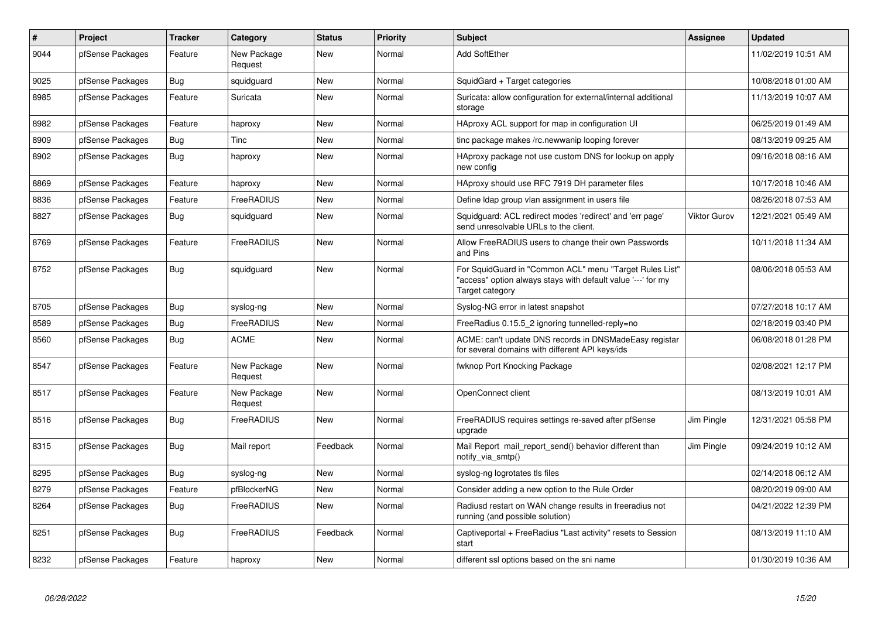| # | Project | Tracker | Category | Status | Priority | Subject | Assignee | Updated |
|---|---|---|---|---|---|---|---|---|
| 9044 | pfSense Packages | Feature | New Package Request | New | Normal | Add SoftEther | | 11/02/2019 10:51 AM |
| 9025 | pfSense Packages | Bug | squidguard | New | Normal | SquidGard + Target categories | | 10/08/2018 01:00 AM |
| 8985 | pfSense Packages | Feature | Suricata | New | Normal | Suricata: allow configuration for external/internal additional storage | | 11/13/2019 10:07 AM |
| 8982 | pfSense Packages | Feature | haproxy | New | Normal | HAproxy ACL support for map in configuration UI | | 06/25/2019 01:49 AM |
| 8909 | pfSense Packages | Bug | Tinc | New | Normal | tinc package makes /rc.newwanip looping forever | | 08/13/2019 09:25 AM |
| 8902 | pfSense Packages | Bug | haproxy | New | Normal | HAproxy package not use custom DNS for lookup on apply new config | | 09/16/2018 08:16 AM |
| 8869 | pfSense Packages | Feature | haproxy | New | Normal | HAproxy should use RFC 7919 DH parameter files | | 10/17/2018 10:46 AM |
| 8836 | pfSense Packages | Feature | FreeRADIUS | New | Normal | Define ldap group vlan assignment in users file | | 08/26/2018 07:53 AM |
| 8827 | pfSense Packages | Bug | squidguard | New | Normal | Squidguard: ACL redirect modes 'redirect' and 'err page' send unresolvable URLs to the client. | Viktor Gurov | 12/21/2021 05:49 AM |
| 8769 | pfSense Packages | Feature | FreeRADIUS | New | Normal | Allow FreeRADIUS users to change their own Passwords and Pins | | 10/11/2018 11:34 AM |
| 8752 | pfSense Packages | Bug | squidguard | New | Normal | For SquidGuard in "Common ACL" menu "Target Rules List" "access" option always stays with default value '---' for my Target category | | 08/06/2018 05:53 AM |
| 8705 | pfSense Packages | Bug | syslog-ng | New | Normal | Syslog-NG error in latest snapshot | | 07/27/2018 10:17 AM |
| 8589 | pfSense Packages | Bug | FreeRADIUS | New | Normal | FreeRadius 0.15.5_2 ignoring tunnelled-reply=no | | 02/18/2019 03:40 PM |
| 8560 | pfSense Packages | Bug | ACME | New | Normal | ACME: can't update DNS records in DNSMadeEasy registar for several domains with different API keys/ids | | 06/08/2018 01:28 PM |
| 8547 | pfSense Packages | Feature | New Package Request | New | Normal | fwknop Port Knocking Package | | 02/08/2021 12:17 PM |
| 8517 | pfSense Packages | Feature | New Package Request | New | Normal | OpenConnect client | | 08/13/2019 10:01 AM |
| 8516 | pfSense Packages | Bug | FreeRADIUS | New | Normal | FreeRADIUS requires settings re-saved after pfSense upgrade | Jim Pingle | 12/31/2021 05:58 PM |
| 8315 | pfSense Packages | Bug | Mail report | Feedback | Normal | Mail Report mail_report_send() behavior different than notify_via_smtp() | Jim Pingle | 09/24/2019 10:12 AM |
| 8295 | pfSense Packages | Bug | syslog-ng | New | Normal | syslog-ng logrotates tls files | | 02/14/2018 06:12 AM |
| 8279 | pfSense Packages | Feature | pfBlockerNG | New | Normal | Consider adding a new option to the Rule Order | | 08/20/2019 09:00 AM |
| 8264 | pfSense Packages | Bug | FreeRADIUS | New | Normal | Radiusd restart on WAN change results in freeradius not running (and possible solution) | | 04/21/2022 12:39 PM |
| 8251 | pfSense Packages | Bug | FreeRADIUS | Feedback | Normal | Captiveportal + FreeRadius "Last activity" resets to Session start | | 08/13/2019 11:10 AM |
| 8232 | pfSense Packages | Feature | haproxy | New | Normal | different ssl options based on the sni name | | 01/30/2019 10:36 AM |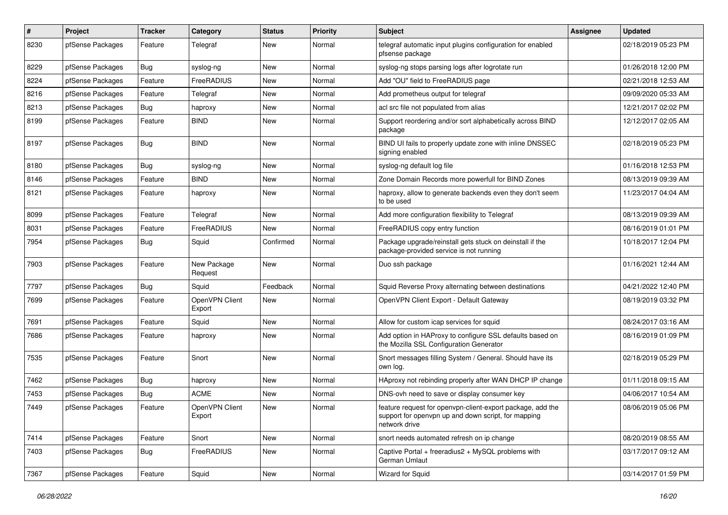| # | Project | Tracker | Category | Status | Priority | Subject | Assignee | Updated |
|---|---|---|---|---|---|---|---|---|
| 8230 | pfSense Packages | Feature | Telegraf | New | Normal | telegraf automatic input plugins configuration for enabled pfsense package | | 02/18/2019 05:23 PM |
| 8229 | pfSense Packages | Bug | syslog-ng | New | Normal | syslog-ng stops parsing logs after logrotate run | | 01/26/2018 12:00 PM |
| 8224 | pfSense Packages | Feature | FreeRADIUS | New | Normal | Add "OU" field to FreeRADIUS page | | 02/21/2018 12:53 AM |
| 8216 | pfSense Packages | Feature | Telegraf | New | Normal | Add prometheus output for telegraf | | 09/09/2020 05:33 AM |
| 8213 | pfSense Packages | Bug | haproxy | New | Normal | acl src file not populated from alias | | 12/21/2017 02:02 PM |
| 8199 | pfSense Packages | Feature | BIND | New | Normal | Support reordering and/or sort alphabetically across BIND package | | 12/12/2017 02:05 AM |
| 8197 | pfSense Packages | Bug | BIND | New | Normal | BIND UI fails to properly update zone with inline DNSSEC signing enabled | | 02/18/2019 05:23 PM |
| 8180 | pfSense Packages | Bug | syslog-ng | New | Normal | syslog-ng default log file | | 01/16/2018 12:53 PM |
| 8146 | pfSense Packages | Feature | BIND | New | Normal | Zone Domain Records more powerfull for BIND Zones | | 08/13/2019 09:39 AM |
| 8121 | pfSense Packages | Feature | haproxy | New | Normal | haproxy, allow to generate backends even they don't seem to be used | | 11/23/2017 04:04 AM |
| 8099 | pfSense Packages | Feature | Telegraf | New | Normal | Add more configuration flexibility to Telegraf | | 08/13/2019 09:39 AM |
| 8031 | pfSense Packages | Feature | FreeRADIUS | New | Normal | FreeRADIUS copy entry function | | 08/16/2019 01:01 PM |
| 7954 | pfSense Packages | Bug | Squid | Confirmed | Normal | Package upgrade/reinstall gets stuck on deinstall if the package-provided service is not running | | 10/18/2017 12:04 PM |
| 7903 | pfSense Packages | Feature | New Package Request | New | Normal | Duo ssh package | | 01/16/2021 12:44 AM |
| 7797 | pfSense Packages | Bug | Squid | Feedback | Normal | Squid Reverse Proxy alternating between destinations | | 04/21/2022 12:40 PM |
| 7699 | pfSense Packages | Feature | OpenVPN Client Export | New | Normal | OpenVPN Client Export - Default Gateway | | 08/19/2019 03:32 PM |
| 7691 | pfSense Packages | Feature | Squid | New | Normal | Allow for custom icap services for squid | | 08/24/2017 03:16 AM |
| 7686 | pfSense Packages | Feature | haproxy | New | Normal | Add option in HAProxy to configure SSL defaults based on the Mozilla SSL Configuration Generator | | 08/16/2019 01:09 PM |
| 7535 | pfSense Packages | Feature | Snort | New | Normal | Snort messages filling System / General. Should have its own log. | | 02/18/2019 05:29 PM |
| 7462 | pfSense Packages | Bug | haproxy | New | Normal | HAproxy not rebinding properly after WAN DHCP IP change | | 01/11/2018 09:15 AM |
| 7453 | pfSense Packages | Bug | ACME | New | Normal | DNS-ovh need to save or display consumer key | | 04/06/2017 10:54 AM |
| 7449 | pfSense Packages | Feature | OpenVPN Client Export | New | Normal | feature request for openvpn-client-export package, add the support for openvpn up and down script, for mapping network drive | | 08/06/2019 05:06 PM |
| 7414 | pfSense Packages | Feature | Snort | New | Normal | snort needs automated refresh on ip change | | 08/20/2019 08:55 AM |
| 7403 | pfSense Packages | Bug | FreeRADIUS | New | Normal | Captive Portal + freeradius2 + MySQL problems with German Umlaut | | 03/17/2017 09:12 AM |
| 7367 | pfSense Packages | Feature | Squid | New | Normal | Wizard for Squid | | 03/14/2017 01:59 PM |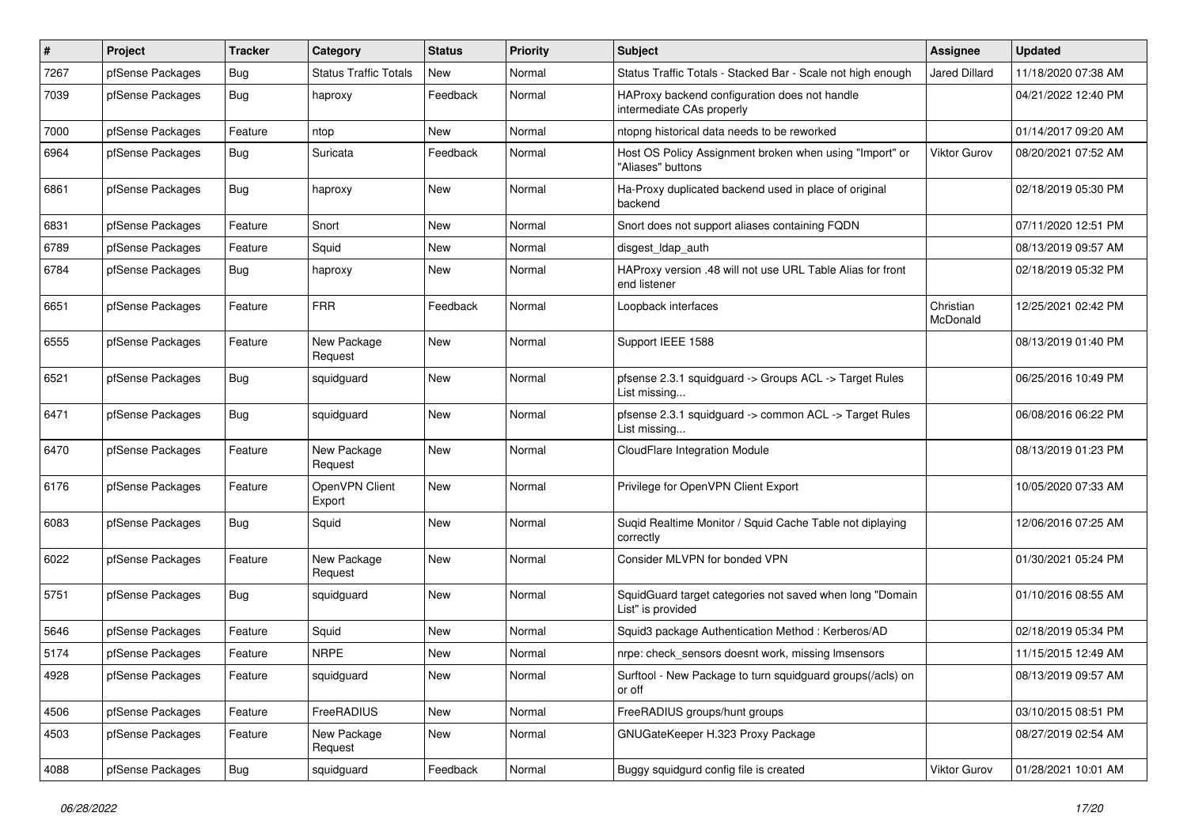| # | Project | Tracker | Category | Status | Priority | Subject | Assignee | Updated |
|---|---|---|---|---|---|---|---|---|
| 7267 | pfSense Packages | Bug | Status Traffic Totals | New | Normal | Status Traffic Totals - Stacked Bar - Scale not high enough | Jared Dillard | 11/18/2020 07:38 AM |
| 7039 | pfSense Packages | Bug | haproxy | Feedback | Normal | HAProxy backend configuration does not handle intermediate CAs properly | | 04/21/2022 12:40 PM |
| 7000 | pfSense Packages | Feature | ntop | New | Normal | ntopng historical data needs to be reworked | | 01/14/2017 09:20 AM |
| 6964 | pfSense Packages | Bug | Suricata | Feedback | Normal | Host OS Policy Assignment broken when using "Import" or "Aliases" buttons | Viktor Gurov | 08/20/2021 07:52 AM |
| 6861 | pfSense Packages | Bug | haproxy | New | Normal | Ha-Proxy duplicated backend used in place of original backend | | 02/18/2019 05:30 PM |
| 6831 | pfSense Packages | Feature | Snort | New | Normal | Snort does not support aliases containing FQDN | | 07/11/2020 12:51 PM |
| 6789 | pfSense Packages | Feature | Squid | New | Normal | disgest_ldap_auth | | 08/13/2019 09:57 AM |
| 6784 | pfSense Packages | Bug | haproxy | New | Normal | HAProxy version .48 will not use URL Table Alias for front end listener | | 02/18/2019 05:32 PM |
| 6651 | pfSense Packages | Feature | FRR | Feedback | Normal | Loopback interfaces | Christian McDonald | 12/25/2021 02:42 PM |
| 6555 | pfSense Packages | Feature | New Package Request | New | Normal | Support IEEE 1588 | | 08/13/2019 01:40 PM |
| 6521 | pfSense Packages | Bug | squidguard | New | Normal | pfsense 2.3.1 squidguard -> Groups ACL -> Target Rules List missing... | | 06/25/2016 10:49 PM |
| 6471 | pfSense Packages | Bug | squidguard | New | Normal | pfsense 2.3.1 squidguard -> common ACL -> Target Rules List missing... | | 06/08/2016 06:22 PM |
| 6470 | pfSense Packages | Feature | New Package Request | New | Normal | CloudFlare Integration Module | | 08/13/2019 01:23 PM |
| 6176 | pfSense Packages | Feature | OpenVPN Client Export | New | Normal | Privilege for OpenVPN Client Export | | 10/05/2020 07:33 AM |
| 6083 | pfSense Packages | Bug | Squid | New | Normal | Suqid Realtime Monitor / Squid Cache Table not diplaying correctly | | 12/06/2016 07:25 AM |
| 6022 | pfSense Packages | Feature | New Package Request | New | Normal | Consider MLVPN for bonded VPN | | 01/30/2021 05:24 PM |
| 5751 | pfSense Packages | Bug | squidguard | New | Normal | SquidGuard target categories not saved when long "Domain List" is provided | | 01/10/2016 08:55 AM |
| 5646 | pfSense Packages | Feature | Squid | New | Normal | Squid3 package Authentication Method : Kerberos/AD | | 02/18/2019 05:34 PM |
| 5174 | pfSense Packages | Feature | NRPE | New | Normal | nrpe: check_sensors doesnt work, missing lmsensors | | 11/15/2015 12:49 AM |
| 4928 | pfSense Packages | Feature | squidguard | New | Normal | Surftool - New Package to turn squidguard groups(/acls) on or off | | 08/13/2019 09:57 AM |
| 4506 | pfSense Packages | Feature | FreeRADIUS | New | Normal | FreeRADIUS groups/hunt groups | | 03/10/2015 08:51 PM |
| 4503 | pfSense Packages | Feature | New Package Request | New | Normal | GNUGateKeeper H.323 Proxy Package | | 08/27/2019 02:54 AM |
| 4088 | pfSense Packages | Bug | squidguard | Feedback | Normal | Buggy squidgurd config file is created | Viktor Gurov | 01/28/2021 10:01 AM |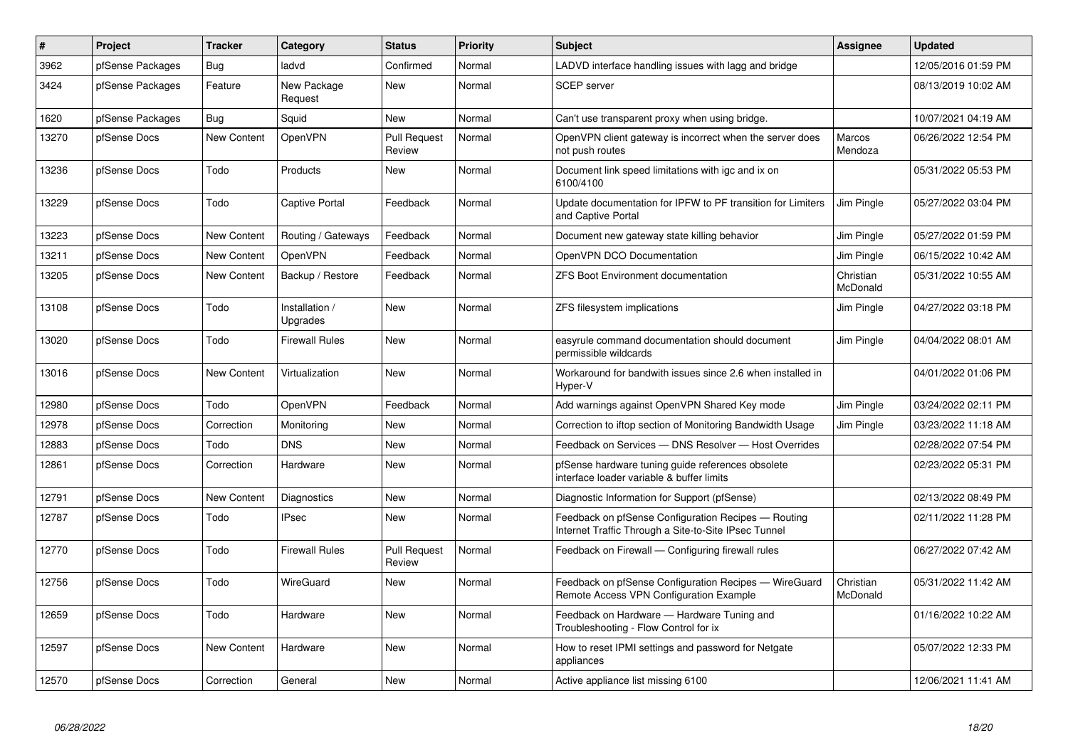| # | Project | Tracker | Category | Status | Priority | Subject | Assignee | Updated |
|---|---|---|---|---|---|---|---|---|
| 3962 | pfSense Packages | Bug | ladvd | Confirmed | Normal | LADVD interface handling issues with lagg and bridge | | 12/05/2016 01:59 PM |
| 3424 | pfSense Packages | Feature | New Package Request | New | Normal | SCEP server | | 08/13/2019 10:02 AM |
| 1620 | pfSense Packages | Bug | Squid | New | Normal | Can't use transparent proxy when using bridge. | | 10/07/2021 04:19 AM |
| 13270 | pfSense Docs | New Content | OpenVPN | Pull Request Review | Normal | OpenVPN client gateway is incorrect when the server does not push routes | Marcos Mendoza | 06/26/2022 12:54 PM |
| 13236 | pfSense Docs | Todo | Products | New | Normal | Document link speed limitations with igc and ix on 6100/4100 | | 05/31/2022 05:53 PM |
| 13229 | pfSense Docs | Todo | Captive Portal | Feedback | Normal | Update documentation for IPFW to PF transition for Limiters and Captive Portal | Jim Pingle | 05/27/2022 03:04 PM |
| 13223 | pfSense Docs | New Content | Routing / Gateways | Feedback | Normal | Document new gateway state killing behavior | Jim Pingle | 05/27/2022 01:59 PM |
| 13211 | pfSense Docs | New Content | OpenVPN | Feedback | Normal | OpenVPN DCO Documentation | Jim Pingle | 06/15/2022 10:42 AM |
| 13205 | pfSense Docs | New Content | Backup / Restore | Feedback | Normal | ZFS Boot Environment documentation | Christian McDonald | 05/31/2022 10:55 AM |
| 13108 | pfSense Docs | Todo | Installation / Upgrades | New | Normal | ZFS filesystem implications | Jim Pingle | 04/27/2022 03:18 PM |
| 13020 | pfSense Docs | Todo | Firewall Rules | New | Normal | easyrule command documentation should document permissible wildcards | Jim Pingle | 04/04/2022 08:01 AM |
| 13016 | pfSense Docs | New Content | Virtualization | New | Normal | Workaround for bandwith issues since 2.6 when installed in Hyper-V | | 04/01/2022 01:06 PM |
| 12980 | pfSense Docs | Todo | OpenVPN | Feedback | Normal | Add warnings against OpenVPN Shared Key mode | Jim Pingle | 03/24/2022 02:11 PM |
| 12978 | pfSense Docs | Correction | Monitoring | New | Normal | Correction to iftop section of Monitoring Bandwidth Usage | Jim Pingle | 03/23/2022 11:18 AM |
| 12883 | pfSense Docs | Todo | DNS | New | Normal | Feedback on Services — DNS Resolver — Host Overrides | | 02/28/2022 07:54 PM |
| 12861 | pfSense Docs | Correction | Hardware | New | Normal | pfSense hardware tuning guide references obsolete interface loader variable & buffer limits | | 02/23/2022 05:31 PM |
| 12791 | pfSense Docs | New Content | Diagnostics | New | Normal | Diagnostic Information for Support (pfSense) | | 02/13/2022 08:49 PM |
| 12787 | pfSense Docs | Todo | IPsec | New | Normal | Feedback on pfSense Configuration Recipes — Routing Internet Traffic Through a Site-to-Site IPsec Tunnel | | 02/11/2022 11:28 PM |
| 12770 | pfSense Docs | Todo | Firewall Rules | Pull Request Review | Normal | Feedback on Firewall — Configuring firewall rules | | 06/27/2022 07:42 AM |
| 12756 | pfSense Docs | Todo | WireGuard | New | Normal | Feedback on pfSense Configuration Recipes — WireGuard Remote Access VPN Configuration Example | Christian McDonald | 05/31/2022 11:42 AM |
| 12659 | pfSense Docs | Todo | Hardware | New | Normal | Feedback on Hardware — Hardware Tuning and Troubleshooting - Flow Control for ix | | 01/16/2022 10:22 AM |
| 12597 | pfSense Docs | New Content | Hardware | New | Normal | How to reset IPMI settings and password for Netgate appliances | | 05/07/2022 12:33 PM |
| 12570 | pfSense Docs | Correction | General | New | Normal | Active appliance list missing 6100 | | 12/06/2021 11:41 AM |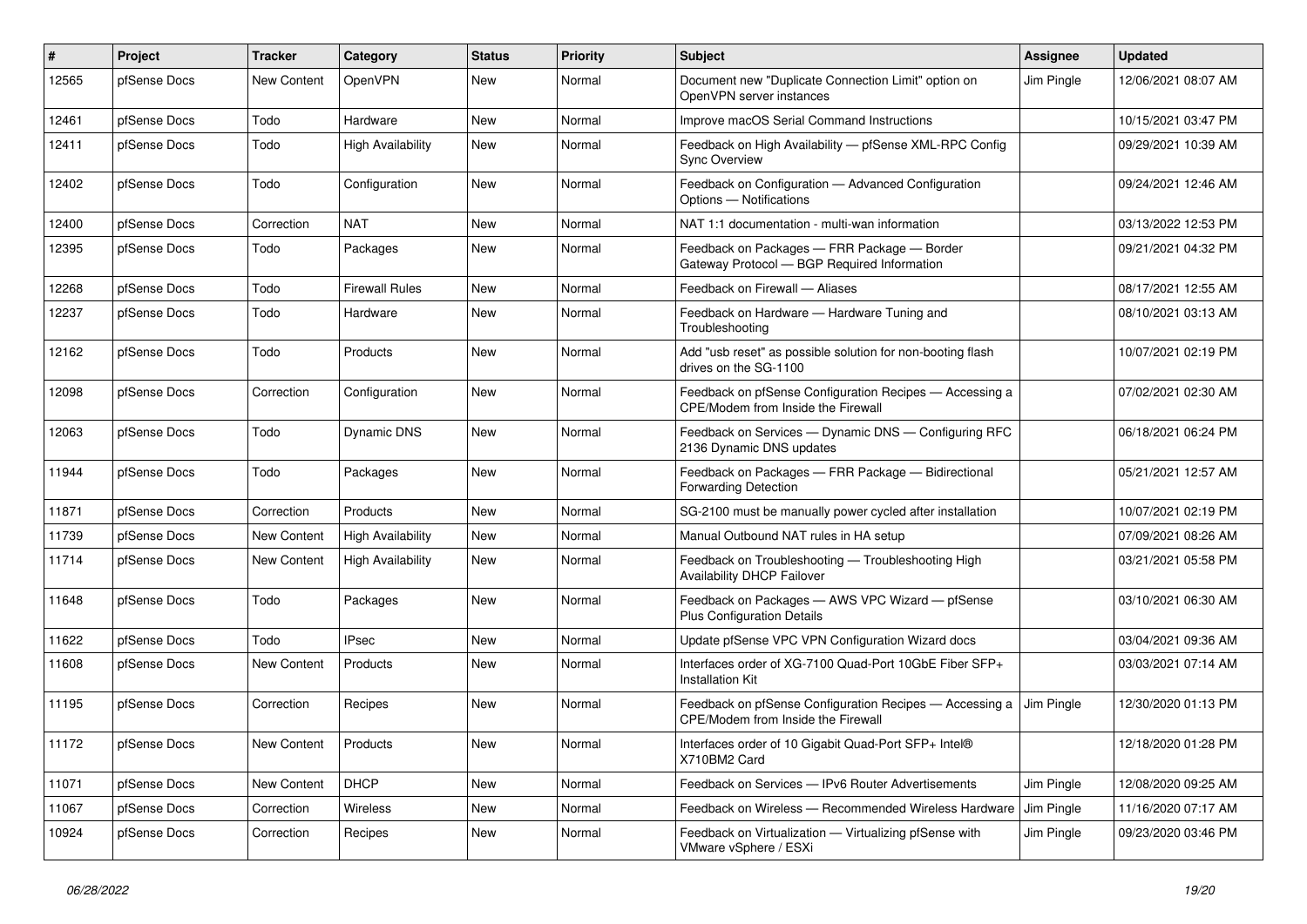| # | Project | Tracker | Category | Status | Priority | Subject | Assignee | Updated |
|---|---|---|---|---|---|---|---|---|
| 12565 | pfSense Docs | New Content | OpenVPN | New | Normal | Document new "Duplicate Connection Limit" option on OpenVPN server instances | Jim Pingle | 12/06/2021 08:07 AM |
| 12461 | pfSense Docs | Todo | Hardware | New | Normal | Improve macOS Serial Command Instructions | | 10/15/2021 03:47 PM |
| 12411 | pfSense Docs | Todo | High Availability | New | Normal | Feedback on High Availability — pfSense XML-RPC Config Sync Overview | | 09/29/2021 10:39 AM |
| 12402 | pfSense Docs | Todo | Configuration | New | Normal | Feedback on Configuration — Advanced Configuration Options — Notifications | | 09/24/2021 12:46 AM |
| 12400 | pfSense Docs | Correction | NAT | New | Normal | NAT 1:1 documentation - multi-wan information | | 03/13/2022 12:53 PM |
| 12395 | pfSense Docs | Todo | Packages | New | Normal | Feedback on Packages — FRR Package — Border Gateway Protocol — BGP Required Information | | 09/21/2021 04:32 PM |
| 12268 | pfSense Docs | Todo | Firewall Rules | New | Normal | Feedback on Firewall — Aliases | | 08/17/2021 12:55 AM |
| 12237 | pfSense Docs | Todo | Hardware | New | Normal | Feedback on Hardware — Hardware Tuning and Troubleshooting | | 08/10/2021 03:13 AM |
| 12162 | pfSense Docs | Todo | Products | New | Normal | Add "usb reset" as possible solution for non-booting flash drives on the SG-1100 | | 10/07/2021 02:19 PM |
| 12098 | pfSense Docs | Correction | Configuration | New | Normal | Feedback on pfSense Configuration Recipes — Accessing a CPE/Modem from Inside the Firewall | | 07/02/2021 02:30 AM |
| 12063 | pfSense Docs | Todo | Dynamic DNS | New | Normal | Feedback on Services — Dynamic DNS — Configuring RFC 2136 Dynamic DNS updates | | 06/18/2021 06:24 PM |
| 11944 | pfSense Docs | Todo | Packages | New | Normal | Feedback on Packages — FRR Package — Bidirectional Forwarding Detection | | 05/21/2021 12:57 AM |
| 11871 | pfSense Docs | Correction | Products | New | Normal | SG-2100 must be manually power cycled after installation | | 10/07/2021 02:19 PM |
| 11739 | pfSense Docs | New Content | High Availability | New | Normal | Manual Outbound NAT rules in HA setup | | 07/09/2021 08:26 AM |
| 11714 | pfSense Docs | New Content | High Availability | New | Normal | Feedback on Troubleshooting — Troubleshooting High Availability DHCP Failover | | 03/21/2021 05:58 PM |
| 11648 | pfSense Docs | Todo | Packages | New | Normal | Feedback on Packages — AWS VPC Wizard — pfSense Plus Configuration Details | | 03/10/2021 06:30 AM |
| 11622 | pfSense Docs | Todo | IPsec | New | Normal | Update pfSense VPC VPN Configuration Wizard docs | | 03/04/2021 09:36 AM |
| 11608 | pfSense Docs | New Content | Products | New | Normal | Interfaces order of XG-7100 Quad-Port 10GbE Fiber SFP+ Installation Kit | | 03/03/2021 07:14 AM |
| 11195 | pfSense Docs | Correction | Recipes | New | Normal | Feedback on pfSense Configuration Recipes — Accessing a CPE/Modem from Inside the Firewall | Jim Pingle | 12/30/2020 01:13 PM |
| 11172 | pfSense Docs | New Content | Products | New | Normal | Interfaces order of 10 Gigabit Quad-Port SFP+ Intel® X710BM2 Card | | 12/18/2020 01:28 PM |
| 11071 | pfSense Docs | New Content | DHCP | New | Normal | Feedback on Services — IPv6 Router Advertisements | Jim Pingle | 12/08/2020 09:25 AM |
| 11067 | pfSense Docs | Correction | Wireless | New | Normal | Feedback on Wireless — Recommended Wireless Hardware | Jim Pingle | 11/16/2020 07:17 AM |
| 10924 | pfSense Docs | Correction | Recipes | New | Normal | Feedback on Virtualization — Virtualizing pfSense with VMware vSphere / ESXi | Jim Pingle | 09/23/2020 03:46 PM |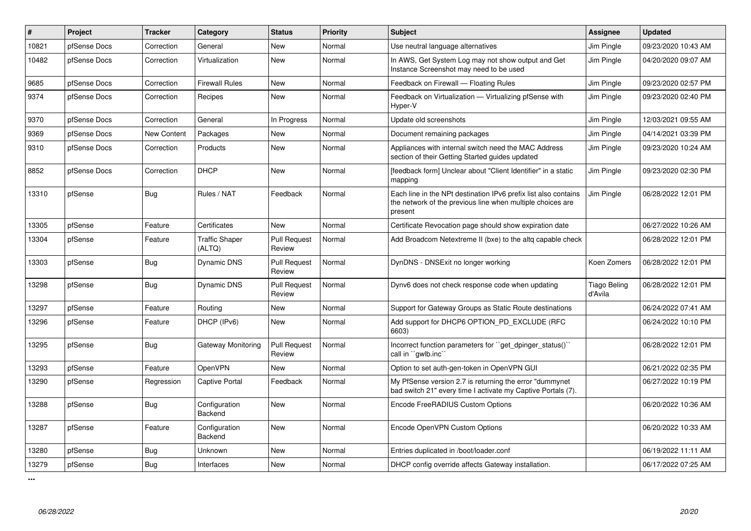| # | Project | Tracker | Category | Status | Priority | Subject | Assignee | Updated |
|---|---|---|---|---|---|---|---|---|
| 10821 | pfSense Docs | Correction | General | New | Normal | Use neutral language alternatives | Jim Pingle | 09/23/2020 10:43 AM |
| 10482 | pfSense Docs | Correction | Virtualization | New | Normal | In AWS, Get System Log may not show output and Get Instance Screenshot may need to be used | Jim Pingle | 04/20/2020 09:07 AM |
| 9685 | pfSense Docs | Correction | Firewall Rules | New | Normal | Feedback on Firewall — Floating Rules | Jim Pingle | 09/23/2020 02:57 PM |
| 9374 | pfSense Docs | Correction | Recipes | New | Normal | Feedback on Virtualization — Virtualizing pfSense with Hyper-V | Jim Pingle | 09/23/2020 02:40 PM |
| 9370 | pfSense Docs | Correction | General | In Progress | Normal | Update old screenshots | Jim Pingle | 12/03/2021 09:55 AM |
| 9369 | pfSense Docs | New Content | Packages | New | Normal | Document remaining packages | Jim Pingle | 04/14/2021 03:39 PM |
| 9310 | pfSense Docs | Correction | Products | New | Normal | Appliances with internal switch need the MAC Address section of their Getting Started guides updated | Jim Pingle | 09/23/2020 10:24 AM |
| 8852 | pfSense Docs | Correction | DHCP | New | Normal | [feedback form] Unclear about "Client Identifier" in a static mapping | Jim Pingle | 09/23/2020 02:30 PM |
| 13310 | pfSense | Bug | Rules / NAT | Feedback | Normal | Each line in the NPt destination IPv6 prefix list also contains the network of the previous line when multiple choices are present | Jim Pingle | 06/28/2022 12:01 PM |
| 13305 | pfSense | Feature | Certificates | New | Normal | Certificate Revocation page should show expiration date | | 06/27/2022 10:26 AM |
| 13304 | pfSense | Feature | Traffic Shaper (ALTQ) | Pull Request Review | Normal | Add Broadcom Netextreme II (bxe) to the altq capable check | | 06/28/2022 12:01 PM |
| 13303 | pfSense | Bug | Dynamic DNS | Pull Request Review | Normal | DynDNS - DNSExit no longer working | Koen Zomers | 06/28/2022 12:01 PM |
| 13298 | pfSense | Bug | Dynamic DNS | Pull Request Review | Normal | Dynv6 does not check response code when updating | Tiago Beling d'Avila | 06/28/2022 12:01 PM |
| 13297 | pfSense | Feature | Routing | New | Normal | Support for Gateway Groups as Static Route destinations | | 06/24/2022 07:41 AM |
| 13296 | pfSense | Feature | DHCP (IPv6) | New | Normal | Add support for DHCP6 OPTION_PD_EXCLUDE (RFC 6603) | | 06/24/2022 10:10 PM |
| 13295 | pfSense | Bug | Gateway Monitoring | Pull Request Review | Normal | Incorrect function parameters for ``get_dpinger_status()`` call in ``gwlb.inc`` | | 06/28/2022 12:01 PM |
| 13293 | pfSense | Feature | OpenVPN | New | Normal | Option to set auth-gen-token in OpenVPN GUI | | 06/21/2022 02:35 PM |
| 13290 | pfSense | Regression | Captive Portal | Feedback | Normal | My PfSense version 2.7 is returning the error "dummynet bad switch 21" every time I activate my Captive Portals (7). | | 06/27/2022 10:19 PM |
| 13288 | pfSense | Bug | Configuration Backend | New | Normal | Encode FreeRADIUS Custom Options | | 06/20/2022 10:36 AM |
| 13287 | pfSense | Feature | Configuration Backend | New | Normal | Encode OpenVPN Custom Options | | 06/20/2022 10:33 AM |
| 13280 | pfSense | Bug | Unknown | New | Normal | Entries duplicated in /boot/loader.conf | | 06/19/2022 11:11 AM |
| 13279 | pfSense | Bug | Interfaces | New | Normal | DHCP config override affects Gateway installation. | | 06/17/2022 07:25 AM |

...